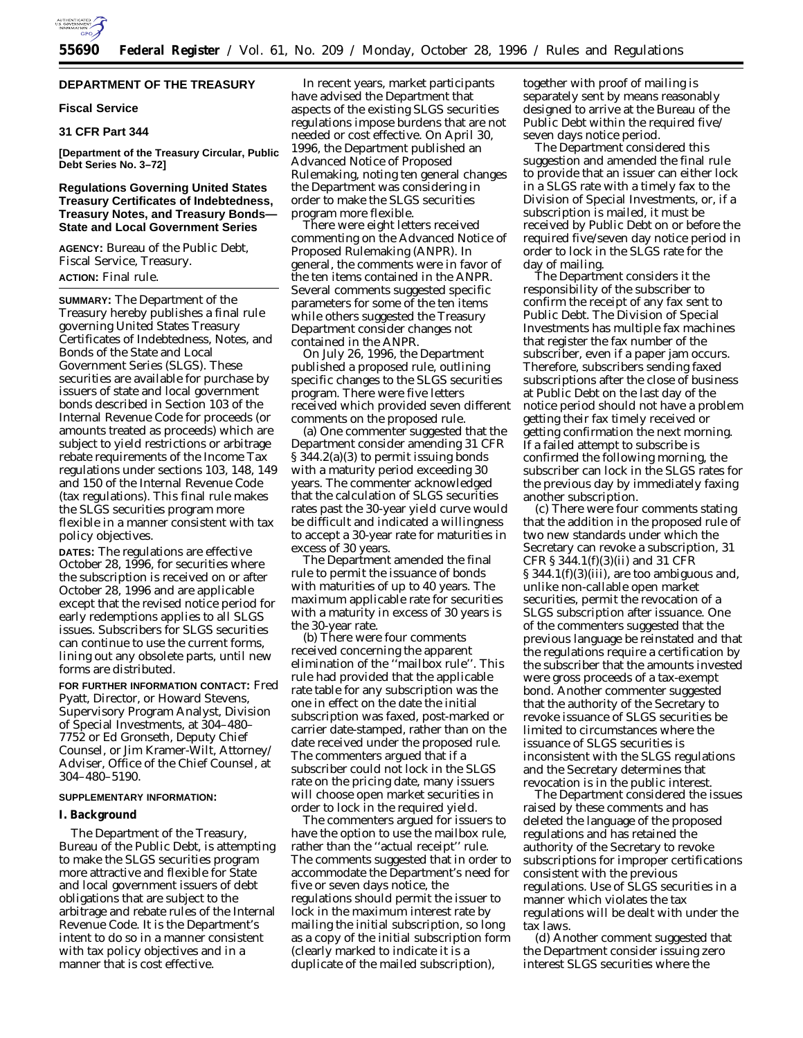**DEPARTMENT OF THE TREASURY**

**Fiscal Service**

**31 CFR Part 344**

**[Department of the Treasury Circular, Public Debt Series No. 3–72]**

# Regulations Governing United States Treasury Certificates of Indebtedness, Treasury Notes, and Treasury Bonds—State and Local Government Series

**AGENCY:** Bureau of the Public Debt, Fiscal Service, Treasury.

**ACTION:** Final rule.

**SUMMARY:** The Department of the Treasury hereby publishes a final rule governing United States Treasury Certificates of Indebtedness, Notes, and Bonds of the State and Local Government Series (SLGS). These securities are available for purchase by issuers of state and local government bonds described in Section 103 of the Internal Revenue Code for proceeds (or amounts treated as proceeds) which are subject to yield restrictions or arbitrage rebate requirements of the Income Tax regulations under sections 103, 148, 149 and 150 of the Internal Revenue Code (tax regulations). This final rule makes the SLGS securities program more flexible in a manner consistent with tax policy objectives.

**DATES:** The regulations are effective October 28, 1996, for securities where the subscription is received on or after October 28, 1996 and are applicable except that the revised notice period for early redemptions applies to all SLGS issues. Subscribers for SLGS securities can continue to use the current forms, lining out any obsolete parts, until new forms are distributed.

**FOR FURTHER INFORMATION CONTACT:** Fred Pyatt, Director, or Howard Stevens, Supervisory Program Analyst, Division of Special Investments, at 304–480–7752 or Ed Gronseth, Deputy Chief Counsel, or Jim Kramer-Wilt, Attorney/Adviser, Office of the Chief Counsel, at 304–480–5190.

**SUPPLEMENTARY INFORMATION:**

## I. Background

The Department of the Treasury, Bureau of the Public Debt, is attempting to make the SLGS securities program more attractive and flexible for State and local government issuers of debt obligations that are subject to the arbitrage and rebate rules of the Internal Revenue Code. It is the Department's intent to do so in a manner consistent with tax policy objectives and in a manner that is cost effective.

In recent years, market participants have advised the Department that aspects of the existing SLGS securities regulations impose burdens that are not needed or cost effective. On April 30, 1996, the Department published an Advanced Notice of Proposed Rulemaking, noting ten general changes the Department was considering in order to make the SLGS securities program more flexible.

There were eight letters received commenting on the Advanced Notice of Proposed Rulemaking (ANPR). In general, the comments were in favor of the ten items contained in the ANPR. Several comments suggested specific parameters for some of the ten items while others suggested the Treasury Department consider changes not contained in the ANPR.

On July 26, 1996, the Department published a proposed rule, outlining specific changes to the SLGS securities program. There were five letters received which provided seven different comments on the proposed rule.

(a) One commenter suggested that the Department consider amending 31 CFR § 344.2(a)(3) to permit issuing bonds with a maturity period exceeding 30 years. The commenter acknowledged that the calculation of SLGS securities rates past the 30-year yield curve would be difficult and indicated a willingness to accept a 30-year rate for maturities in excess of 30 years.

The Department amended the final rule to permit the issuance of bonds with maturities of up to 40 years. The maximum applicable rate for securities with a maturity in excess of 30 years is the 30-year rate.

(b) There were four comments received concerning the apparent elimination of the "mailbox rule". This rule had provided that the applicable rate table for any subscription was the one in effect on the date the initial subscription was faxed, post-marked or carrier date-stamped, rather than on the date received under the proposed rule. The commenters argued that if a subscriber could not lock in the SLGS rate on the pricing date, many issuers will choose open market securities in order to lock in the required yield.

The commenters argued for issuers to have the option to use the mailbox rule, rather than the "actual receipt" rule. The comments suggested that in order to accommodate the Department's need for five or seven days notice, the regulations should permit the issuer to lock in the maximum interest rate by mailing the initial subscription, so long as a copy of the initial subscription form (clearly marked to indicate it is a duplicate of the mailed subscription), together with proof of mailing is separately sent by means reasonably designed to arrive at the Bureau of the Public Debt within the required five/seven days notice period.

The Department considered this suggestion and amended the final rule to provide that an issuer can either lock in a SLGS rate with a timely fax to the Division of Special Investments, or, if a subscription is mailed, it must be received by Public Debt on or before the required five/seven day notice period in order to lock in the SLGS rate for the day of mailing.

The Department considers it the responsibility of the subscriber to confirm the receipt of any fax sent to Public Debt. The Division of Special Investments has multiple fax machines that register the fax number of the subscriber, even if a paper jam occurs. Therefore, subscribers sending faxed subscriptions after the close of business at Public Debt on the last day of the notice period should not have a problem getting their fax timely received or getting confirmation the next morning. If a failed attempt to subscribe is confirmed the following morning, the subscriber can lock in the SLGS rates for the previous day by immediately faxing another subscription.

(c) There were four comments stating that the addition in the proposed rule of two new standards under which the Secretary can revoke a subscription, 31 CFR § 344.1(f)(3)(ii) and 31 CFR § 344.1(f)(3)(iii), are too ambiguous and, unlike non-callable open market securities, permit the revocation of a SLGS subscription after issuance. One of the commenters suggested that the previous language be reinstated and that the regulations require a certification by the subscriber that the amounts invested were gross proceeds of a tax-exempt bond. Another commenter suggested that the authority of the Secretary to revoke issuance of SLGS securities be limited to circumstances where the issuance of SLGS securities is inconsistent with the SLGS regulations and the Secretary determines that revocation is in the public interest.

The Department considered the issues raised by these comments and has deleted the language of the proposed regulations and has retained the authority of the Secretary to revoke subscriptions for improper certifications consistent with the previous regulations. Use of SLGS securities in a manner which violates the tax regulations will be dealt with under the tax laws.

(d) Another comment suggested that the Department consider issuing zero interest SLGS securities where the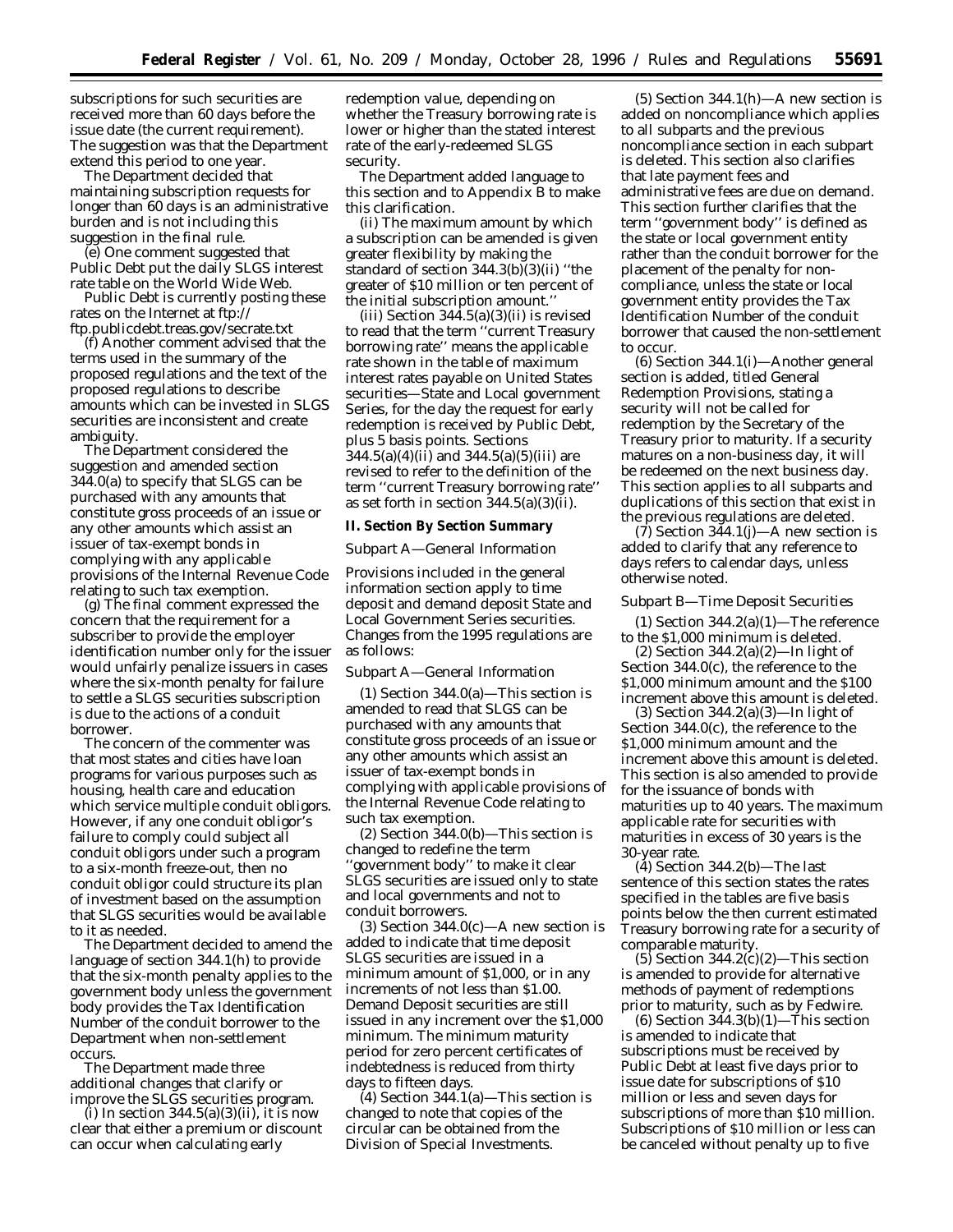subscriptions for such securities are received more than 60 days before the issue date (the current requirement). The suggestion was that the Department extend this period to one year.

The Department decided that maintaining subscription requests for longer than 60 days is an administrative burden and is not including this suggestion in the final rule.

(e) One comment suggested that Public Debt put the daily SLGS interest rate table on the World Wide Web.

Public Debt is currently posting these rates on the Internet at ftp://ftp.publicdebt.treas.gov/secrate.txt

(f) Another comment advised that the terms used in the summary of the proposed regulations and the text of the proposed regulations to describe amounts which can be invested in SLGS securities are inconsistent and create ambiguity.

The Department considered the suggestion and amended section 344.0(a) to specify that SLGS can be purchased with any amounts that constitute gross proceeds of an issue or any other amounts which assist an issuer of tax-exempt bonds in complying with any applicable provisions of the Internal Revenue Code relating to such tax exemption.

(g) The final comment expressed the concern that the requirement for a subscriber to provide the employer identification number only for the issuer would unfairly penalize issuers in cases where the six-month penalty for failure to settle a SLGS securities subscription is due to the actions of a conduit borrower.

The concern of the commenter was that most states and cities have loan programs for various purposes such as housing, health care and education which service multiple conduit obligors. However, if any one conduit obligor's failure to comply could subject all conduit obligors under such a program to a six-month freeze-out, then no conduit obligor could structure its plan of investment based on the assumption that SLGS securities would be available to it as needed.

The Department decided to amend the language of section 344.1(h) to provide that the six-month penalty applies to the government body unless the government body provides the Tax Identification Number of the conduit borrower to the Department when non-settlement occurs.

The Department made three additional changes that clarify or improve the SLGS securities program.

(i) In section 344.5(a)(3)(ii), it is now clear that either a premium or discount can occur when calculating early redemption value, depending on whether the Treasury borrowing rate is lower or higher than the stated interest rate of the early-redeemed SLGS security.

The Department added language to this section and to Appendix B to make this clarification.

(ii) The maximum amount by which a subscription can be amended is given greater flexibility by making the standard of section 344.3(b)(3)(ii) "the greater of $10 million or ten percent of the initial subscription amount."

(iii) Section 344.5(a)(3)(ii) is revised to read that the term "current Treasury borrowing rate" means the applicable rate shown in the table of maximum interest rates payable on United States securities—State and Local government Series, for the day the request for early redemption is received by Public Debt, plus 5 basis points. Sections 344.5(a)(4)(ii) and 344.5(a)(5)(iii) are revised to refer to the definition of the term "current Treasury borrowing rate" as set forth in section 344.5(a)(3)(ii).

## II. Section By Section Summary

*Subpart A—General Information*

Provisions included in the general information section apply to time deposit and demand deposit State and Local Government Series securities. Changes from the 1995 regulations are as follows:

*Subpart A—General Information*

(1) Section 344.0(a)—This section is amended to read that SLGS can be purchased with any amounts that constitute gross proceeds of an issue or any other amounts which assist an issuer of tax-exempt bonds in complying with applicable provisions of the Internal Revenue Code relating to such tax exemption.

(2) Section 344.0(b)—This section is changed to redefine the term "government body" to make it clear SLGS securities are issued only to state and local governments and not to conduit borrowers.

(3) Section 344.0(c)—A new section is added to indicate that time deposit SLGS securities are issued in a minimum amount of $1,000, or in any increments of not less than $1.00. Demand Deposit securities are still issued in any increment over the $1,000 minimum. The minimum maturity period for zero percent certificates of indebtedness is reduced from thirty days to fifteen days.

(4) Section 344.1(a)—This section is changed to note that copies of the circular can be obtained from the Division of Special Investments.

(5) Section 344.1(h)—A new section is added on noncompliance which applies to all subparts and the previous noncompliance section in each subpart is deleted. This section also clarifies that late payment fees and administrative fees are due on demand. This section further clarifies that the term "government body" is defined as the state or local government entity rather than the conduit borrower for the placement of the penalty for non-compliance, unless the state or local government entity provides the Tax Identification Number of the conduit borrower that caused the non-settlement to occur.

(6) Section 344.1(i)—Another general section is added, titled General Redemption Provisions, stating a security will not be called for redemption by the Secretary of the Treasury prior to maturity. If a security matures on a non-business day, it will be redeemed on the next business day. This section applies to all subparts and duplications of this section that exist in the previous regulations are deleted.

(7) Section 344.1(j)—A new section is added to clarify that any reference to days refers to calendar days, unless otherwise noted.

*Subpart B—Time Deposit Securities*

(1) Section 344.2(a)(1)—The reference to the $1,000 minimum is deleted.

(2) Section 344.2(a)(2)—In light of Section 344.0(c), the reference to the $1,000 minimum amount and the $100 increment above this amount is deleted.

(3) Section 344.2(a)(3)—In light of Section 344.0(c), the reference to the $1,000 minimum amount and the increment above this amount is deleted. This section is also amended to provide for the issuance of bonds with maturities up to 40 years. The maximum applicable rate for securities with maturities in excess of 30 years is the 30-year rate.

(4) Section 344.2(b)—The last sentence of this section states the rates specified in the tables are five basis points below the then current estimated Treasury borrowing rate for a security of comparable maturity.

(5) Section 344.2(c)(2)—This section is amended to provide for alternative methods of payment of redemptions prior to maturity, such as by Fedwire.

(6) Section 344.3(b)(1)—This section is amended to indicate that subscriptions must be received by Public Debt at least five days prior to issue date for subscriptions of $10 million or less and seven days for subscriptions of more than $10 million. Subscriptions of $10 million or less can be canceled without penalty up to five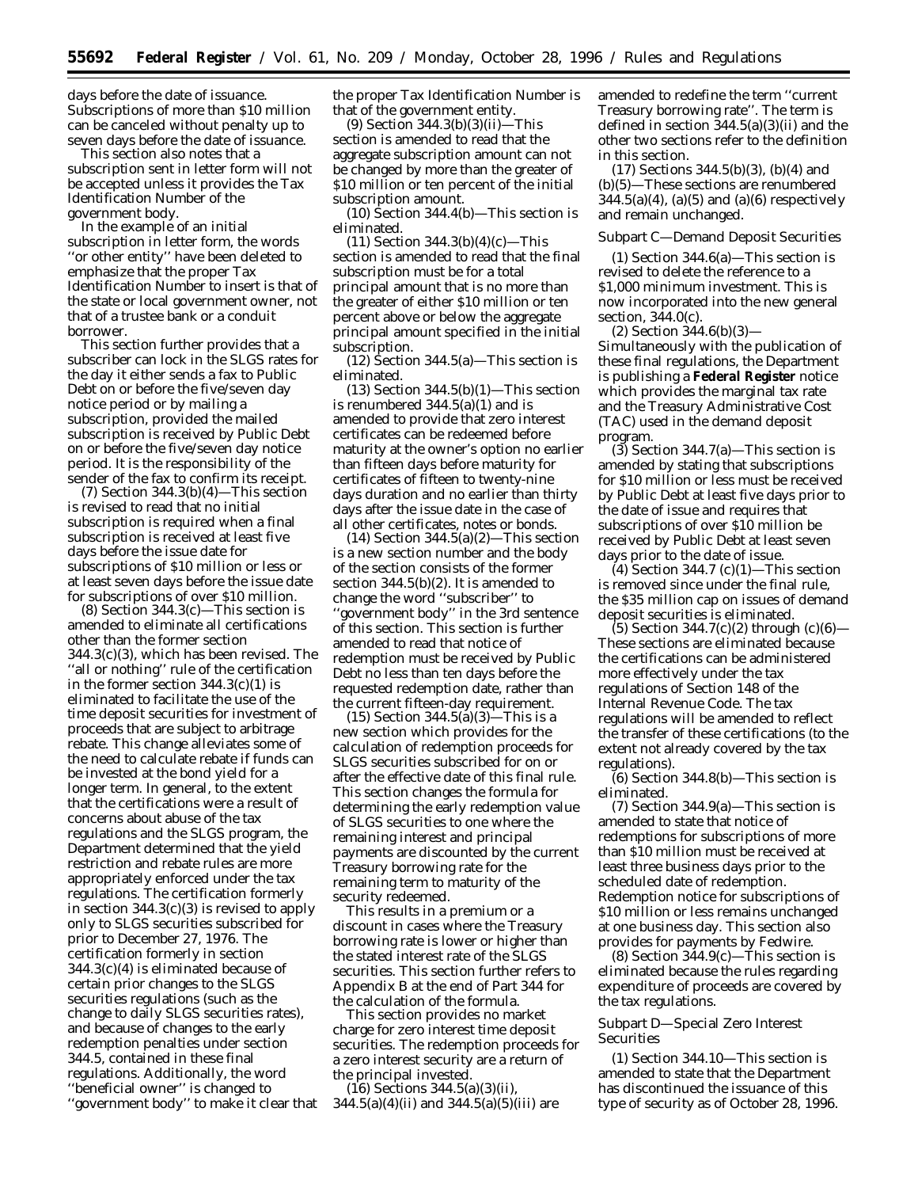days before the date of issuance. Subscriptions of more than $10 million can be canceled without penalty up to seven days before the date of issuance.

This section also notes that a subscription sent in letter form will not be accepted unless it provides the Tax Identification Number of the government body.

In the example of an initial subscription in letter form, the words ''or other entity'' have been deleted to emphasize that the proper Tax Identification Number to insert is that of the state or local government owner, not that of a trustee bank or a conduit borrower.

This section further provides that a subscriber can lock in the SLGS rates for the day it either sends a fax to Public Debt on or before the five/seven day notice period or by mailing a subscription, provided the mailed subscription is received by Public Debt on or before the five/seven day notice period. It is the responsibility of the sender of the fax to confirm its receipt.

(7) Section 344.3(b)(4)—This section is revised to read that no initial subscription is required when a final subscription is received at least five days before the issue date for subscriptions of $10 million or less or at least seven days before the issue date for subscriptions of over $10 million.

(8) Section 344.3(c)—This section is amended to eliminate all certifications other than the former section 344.3(c)(3), which has been revised. The ''all or nothing'' rule of the certification in the former section 344.3(c)(1) is eliminated to facilitate the use of the time deposit securities for investment of proceeds that are subject to arbitrage rebate. This change alleviates some of the need to calculate rebate if funds can be invested at the bond yield for a longer term. In general, to the extent that the certifications were a result of concerns about abuse of the tax regulations and the SLGS program, the Department determined that the yield restriction and rebate rules are more appropriately enforced under the tax regulations. The certification formerly in section 344.3(c)(3) is revised to apply only to SLGS securities subscribed for prior to December 27, 1976. The certification formerly in section 344.3(c)(4) is eliminated because of certain prior changes to the SLGS securities regulations (such as the change to daily SLGS securities rates), and because of changes to the early redemption penalties under section 344.5, contained in these final regulations. Additionally, the word ''beneficial owner'' is changed to ''government body'' to make it clear that the proper Tax Identification Number is that of the government entity.

(9) Section 344.3(b)(3)(ii)—This section is amended to read that the aggregate subscription amount can not be changed by more than the greater of $10 million or ten percent of the initial subscription amount.

(10) Section 344.4(b)—This section is eliminated.

(11) Section 344.3(b)(4)(c)—This section is amended to read that the final subscription must be for a total principal amount that is no more than the greater of either $10 million or ten percent above or below the aggregate principal amount specified in the initial subscription.

(12) Section 344.5(a)—This section is eliminated.

(13) Section 344.5(b)(1)—This section is renumbered 344.5(a)(1) and is amended to provide that zero interest certificates can be redeemed before maturity at the owner's option no earlier than fifteen days before maturity for certificates of fifteen to twenty-nine days duration and no earlier than thirty days after the issue date in the case of all other certificates, notes or bonds.

(14) Section 344.5(a)(2)—This section is a new section number and the body of the section consists of the former section 344.5(b)(2). It is amended to change the word ''subscriber'' to ''government body'' in the 3rd sentence of this section. This section is further amended to read that notice of redemption must be received by Public Debt no less than ten days before the requested redemption date, rather than the current fifteen-day requirement.

(15) Section 344.5(a)(3)—This is a new section which provides for the calculation of redemption proceeds for SLGS securities subscribed for on or after the effective date of this final rule. This section changes the formula for determining the early redemption value of SLGS securities to one where the remaining interest and principal payments are discounted by the current Treasury borrowing rate for the remaining term to maturity of the security redeemed.

This results in a premium or a discount in cases where the Treasury borrowing rate is lower or higher than the stated interest rate of the SLGS securities. This section further refers to Appendix B at the end of Part 344 for the calculation of the formula.

This section provides no market charge for zero interest time deposit securities. The redemption proceeds for a zero interest security are a return of the principal invested.

(16) Sections 344.5(a)(3)(ii), 344.5(a)(4)(ii) and 344.5(a)(5)(iii) are amended to redefine the term ''current Treasury borrowing rate''. The term is defined in section 344.5(a)(3)(ii) and the other two sections refer to the definition in this section.

(17) Sections 344.5(b)(3), (b)(4) and (b)(5)—These sections are renumbered 344.5(a)(4), (a)(5) and (a)(6) respectively and remain unchanged.

## Subpart C—Demand Deposit Securities

(1) Section 344.6(a)—This section is revised to delete the reference to a $1,000 minimum investment. This is now incorporated into the new general section, 344.0(c).

(2) Section 344.6(b)(3)—Simultaneously with the publication of these final regulations, the Department is publishing a **Federal Register** notice which provides the marginal tax rate and the Treasury Administrative Cost (TAC) used in the demand deposit program.

(3) Section 344.7(a)—This section is amended by stating that subscriptions for $10 million or less must be received by Public Debt at least five days prior to the date of issue and requires that subscriptions of over $10 million be received by Public Debt at least seven days prior to the date of issue.

(4) Section 344.7 (c)(1)—This section is removed since under the final rule, the $35 million cap on issues of demand deposit securities is eliminated.

(5) Section 344.7(c)(2) through (c)(6)—These sections are eliminated because the certifications can be administered more effectively under the tax regulations of Section 148 of the Internal Revenue Code. The tax regulations will be amended to reflect the transfer of these certifications (to the extent not already covered by the tax regulations).

(6) Section 344.8(b)—This section is eliminated.

(7) Section 344.9(a)—This section is amended to state that notice of redemptions for subscriptions of more than $10 million must be received at least three business days prior to the scheduled date of redemption. Redemption notice for subscriptions of $10 million or less remains unchanged at one business day. This section also provides for payments by Fedwire.

(8) Section 344.9(c)—This section is eliminated because the rules regarding expenditure of proceeds are covered by the tax regulations.

## Subpart D—Special Zero Interest Securities

(1) Section 344.10—This section is amended to state that the Department has discontinued the issuance of this type of security as of October 28, 1996.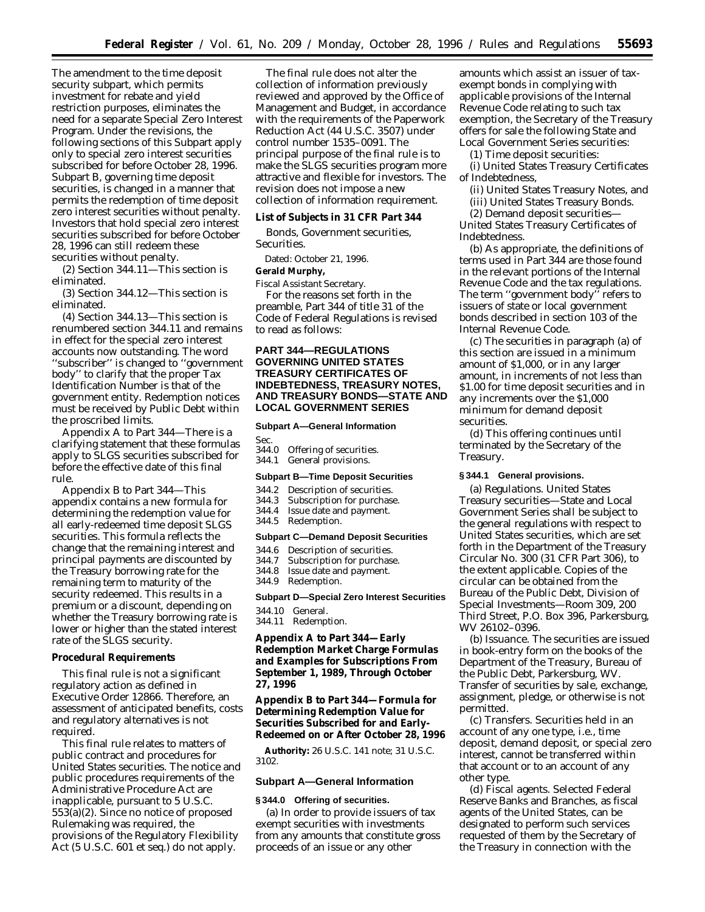The amendment to the time deposit security subpart, which permits investment for rebate and yield restriction purposes, eliminates the need for a separate Special Zero Interest Program. Under the revisions, the following sections of this Subpart apply only to special zero interest securities subscribed for before October 28, 1996. Subpart B, governing time deposit securities, is changed in a manner that permits the redemption of time deposit zero interest securities without penalty. Investors that hold special zero interest securities subscribed for before October 28, 1996 can still redeem these securities without penalty.

(2) Section 344.11—This section is eliminated.

(3) Section 344.12—This section is eliminated.

(4) Section 344.13—This section is renumbered section 344.11 and remains in effect for the special zero interest accounts now outstanding. The word ''subscriber'' is changed to ''government body'' to clarify that the proper Tax Identification Number is that of the government entity. Redemption notices must be received by Public Debt within the proscribed limits.

Appendix A to Part 344—There is a clarifying statement that these formulas apply to SLGS securities subscribed for before the effective date of this final rule.

Appendix B to Part 344—This appendix contains a new formula for determining the redemption value for all early-redeemed time deposit SLGS securities. This formula reflects the change that the remaining interest and principal payments are discounted by the Treasury borrowing rate for the remaining term to maturity of the security redeemed. This results in a premium or a discount, depending on whether the Treasury borrowing rate is lower or higher than the stated interest rate of the SLGS security.

**Procedural Requirements**

This final rule is not a significant regulatory action as defined in Executive Order 12866. Therefore, an assessment of anticipated benefits, costs and regulatory alternatives is not required.

This final rule relates to matters of public contract and procedures for United States securities. The notice and public procedures requirements of the Administrative Procedure Act are inapplicable, pursuant to 5 U.S.C. 553(a)(2). Since no notice of proposed Rulemaking was required, the provisions of the Regulatory Flexibility Act (5 U.S.C. 601 *et seq.*) do not apply.

The final rule does not alter the collection of information previously reviewed and approved by the Office of Management and Budget, in accordance with the requirements of the Paperwork Reduction Act (44 U.S.C. 3507) under control number 1535–0091. The principal purpose of the final rule is to make the SLGS securities program more attractive and flexible for investors. The revision does not impose a new collection of information requirement.

**List of Subjects in 31 CFR Part 344**

Bonds, Government securities, Securities.

Dated: October 21, 1996.

**Gerald Murphy,**

*Fiscal Assistant Secretary.*

For the reasons set forth in the preamble, Part 344 of title 31 of the Code of Federal Regulations is revised to read as follows:

## PART 344—REGULATIONS GOVERNING UNITED STATES TREASURY CERTIFICATES OF INDEBTEDNESS, TREASURY NOTES, AND TREASURY BONDS—STATE AND LOCAL GOVERNMENT SERIES

**Subpart A—General Information**

Sec.
344.0 Offering of securities.
344.1 General provisions.

**Subpart B—Time Deposit Securities**

344.2 Description of securities.
344.3 Subscription for purchase.
344.4 Issue date and payment.
344.5 Redemption.

**Subpart C—Demand Deposit Securities**

344.6 Description of securities.
344.7 Subscription for purchase.
344.8 Issue date and payment.
344.9 Redemption.

**Subpart D—Special Zero Interest Securities**

344.10 General.
344.11 Redemption.

**Appendix A to Part 344—Early Redemption Market Charge Formulas and Examples for Subscriptions From September 1, 1989, Through October 27, 1996**

**Appendix B to Part 344—Formula for Determining Redemption Value for Securities Subscribed for and Early-Redeemed on or After October 28, 1996**

**Authority:** 26 U.S.C. 141 note; 31 U.S.C. 3102.

### Subpart A—General Information

**§ 344.0 Offering of securities.**

(a) In order to provide issuers of tax exempt securities with investments from any amounts that constitute gross proceeds of an issue or any other amounts which assist an issuer of tax-exempt bonds in complying with applicable provisions of the Internal Revenue Code relating to such tax exemption, the Secretary of the Treasury offers for sale the following State and Local Government Series securities:

(1) Time deposit securities:

(i) United States Treasury Certificates of Indebtedness,

(ii) United States Treasury Notes, and

(iii) United States Treasury Bonds.

(2) Demand deposit securities—United States Treasury Certificates of Indebtedness.

(b) As appropriate, the definitions of terms used in Part 344 are those found in the relevant portions of the Internal Revenue Code and the tax regulations. The term ''government body'' refers to issuers of state or local government bonds described in section 103 of the Internal Revenue Code.

(c) The securities in paragraph (a) of this section are issued in a minimum amount of $1,000, or in any larger amount, in increments of not less than $1.00 for time deposit securities and in any increments over the $1,000 minimum for demand deposit securities.

(d) This offering continues until terminated by the Secretary of the Treasury.

**§ 344.1 General provisions.**

(a) *Regulations.* United States Treasury securities—State and Local Government Series shall be subject to the general regulations with respect to United States securities, which are set forth in the Department of the Treasury Circular No. 300 (31 CFR Part 306), to the extent applicable. Copies of the circular can be obtained from the Bureau of the Public Debt, Division of Special Investments—Room 309, 200 Third Street, P.O. Box 396, Parkersburg, WV 26102–0396.

(b) *Issuance.* The securities are issued in book-entry form on the books of the Department of the Treasury, Bureau of the Public Debt, Parkersburg, WV. Transfer of securities by sale, exchange, assignment, pledge, or otherwise is not permitted.

(c) *Transfers.* Securities held in an account of any one type, i.e., time deposit, demand deposit, or special zero interest, cannot be transferred within that account or to an account of any other type.

(d) *Fiscal agents.* Selected Federal Reserve Banks and Branches, as fiscal agents of the United States, can be designated to perform such services requested of them by the Secretary of the Treasury in connection with the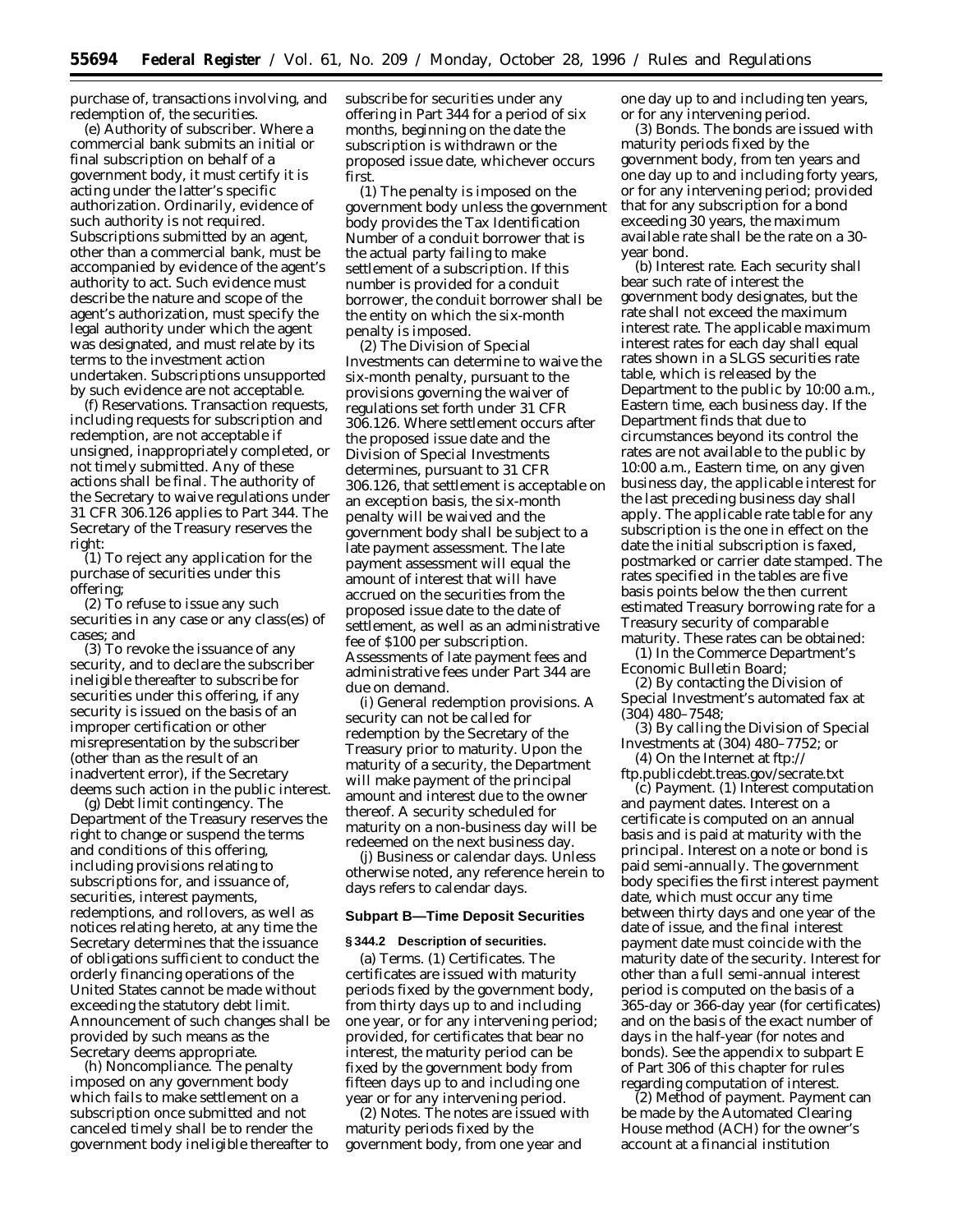purchase of, transactions involving, and redemption of, the securities.

(e) *Authority of subscriber.* Where a commercial bank submits an initial or final subscription on behalf of a government body, it must certify it is acting under the latter's specific authorization. Ordinarily, evidence of such authority is not required. Subscriptions submitted by an agent, other than a commercial bank, must be accompanied by evidence of the agent's authority to act. Such evidence must describe the nature and scope of the agent's authorization, must specify the legal authority under which the agent was designated, and must relate by its terms to the investment action undertaken. Subscriptions unsupported by such evidence are not acceptable.

(f) *Reservations.* Transaction requests, including requests for subscription and redemption, are not acceptable if unsigned, inappropriately completed, or not timely submitted. Any of these actions shall be final. The authority of the Secretary to waive regulations under 31 CFR 306.126 applies to Part 344. The Secretary of the Treasury reserves the right:

(1) To reject any application for the purchase of securities under this offering;

(2) To refuse to issue any such securities in any case or any class(es) of cases; and

(3) To revoke the issuance of any security, and to declare the subscriber ineligible thereafter to subscribe for securities under this offering, if any security is issued on the basis of an improper certification or other misrepresentation by the subscriber (other than as the result of an inadvertent error), if the Secretary deems such action in the public interest.

(g) *Debt limit contingency.* The Department of the Treasury reserves the right to change or suspend the terms and conditions of this offering, including provisions relating to subscriptions for, and issuance of, securities, interest payments, redemptions, and rollovers, as well as notices relating hereto, at any time the Secretary determines that the issuance of obligations sufficient to conduct the orderly financing operations of the United States cannot be made without exceeding the statutory debt limit. Announcement of such changes shall be provided by such means as the Secretary deems appropriate.

(h) *Noncompliance.* The penalty imposed on any government body which fails to make settlement on a subscription once submitted and not canceled timely shall be to render the government body ineligible thereafter to subscribe for securities under any offering in Part 344 for a period of six months, beginning on the date the subscription is withdrawn or the proposed issue date, whichever occurs first.

(1) The penalty is imposed on the government body unless the government body provides the Tax Identification Number of a conduit borrower that is the actual party failing to make settlement of a subscription. If this number is provided for a conduit borrower, the conduit borrower shall be the entity on which the six-month penalty is imposed.

(2) The Division of Special Investments can determine to waive the six-month penalty, pursuant to the provisions governing the waiver of regulations set forth under 31 CFR 306.126. Where settlement occurs after the proposed issue date and the Division of Special Investments determines, pursuant to 31 CFR 306.126, that settlement is acceptable on an exception basis, the six-month penalty will be waived and the government body shall be subject to a late payment assessment. The late payment assessment will equal the amount of interest that will have accrued on the securities from the proposed issue date to the date of settlement, as well as an administrative fee of $100 per subscription. Assessments of late payment fees and administrative fees under Part 344 are due on demand.

(i) *General redemption provisions.* A security can not be called for redemption by the Secretary of the Treasury prior to maturity. Upon the maturity of a security, the Department will make payment of the principal amount and interest due to the owner thereof. A security scheduled for maturity on a non-business day will be redeemed on the next business day.

(j) *Business or calendar days.* Unless otherwise noted, any reference herein to days refers to calendar days.

## Subpart B—Time Deposit Securities

### § 344.2 Description of securities.

(a) *Terms.* (1) *Certificates.* The certificates are issued with maturity periods fixed by the government body, from thirty days up to and including one year, or for any intervening period; provided, for certificates that bear no interest, the maturity period can be fixed by the government body from fifteen days up to and including one year or for any intervening period.

(2) *Notes.* The notes are issued with maturity periods fixed by the government body, from one year and one day up to and including ten years, or for any intervening period.

(3) *Bonds.* The bonds are issued with maturity periods fixed by the government body, from ten years and one day up to and including forty years, or for any intervening period; provided that for any subscription for a bond exceeding 30 years, the maximum available rate shall be the rate on a 30-year bond.

(b) *Interest rate.* Each security shall bear such rate of interest the government body designates, but the rate shall not exceed the maximum interest rate. The applicable maximum interest rates for each day shall equal rates shown in a SLGS securities rate table, which is released by the Department to the public by 10:00 a.m., Eastern time, each business day. If the Department finds that due to circumstances beyond its control the rates are not available to the public by 10:00 a.m., Eastern time, on any given business day, the applicable interest for the last preceding business day shall apply. The applicable rate table for any subscription is the one in effect on the date the initial subscription is faxed, postmarked or carrier date stamped. The rates specified in the tables are five basis points below the then current estimated Treasury borrowing rate for a Treasury security of comparable maturity. These rates can be obtained:

(1) In the Commerce Department's Economic Bulletin Board;

(2) By contacting the Division of Special Investment's automated fax at (304) 480–7548;

(3) By calling the Division of Special Investments at (304) 480–7752; or

(4) On the Internet at ftp://ftp.publicdebt.treas.gov/secrate.txt

(c) *Payment.* (1) *Interest computation and payment dates.* Interest on a certificate is computed on an annual basis and is paid at maturity with the principal. Interest on a note or bond is paid semi-annually. The government body specifies the first interest payment date, which must occur any time between thirty days and one year of the date of issue, and the final interest payment date must coincide with the maturity date of the security. Interest for other than a full semi-annual interest period is computed on the basis of a 365-day or 366-day year (for certificates) and on the basis of the exact number of days in the half-year (for notes and bonds). See the appendix to subpart E of Part 306 of this chapter for rules regarding computation of interest.

(2) *Method of payment.* Payment can be made by the Automated Clearing House method (ACH) for the owner's account at a financial institution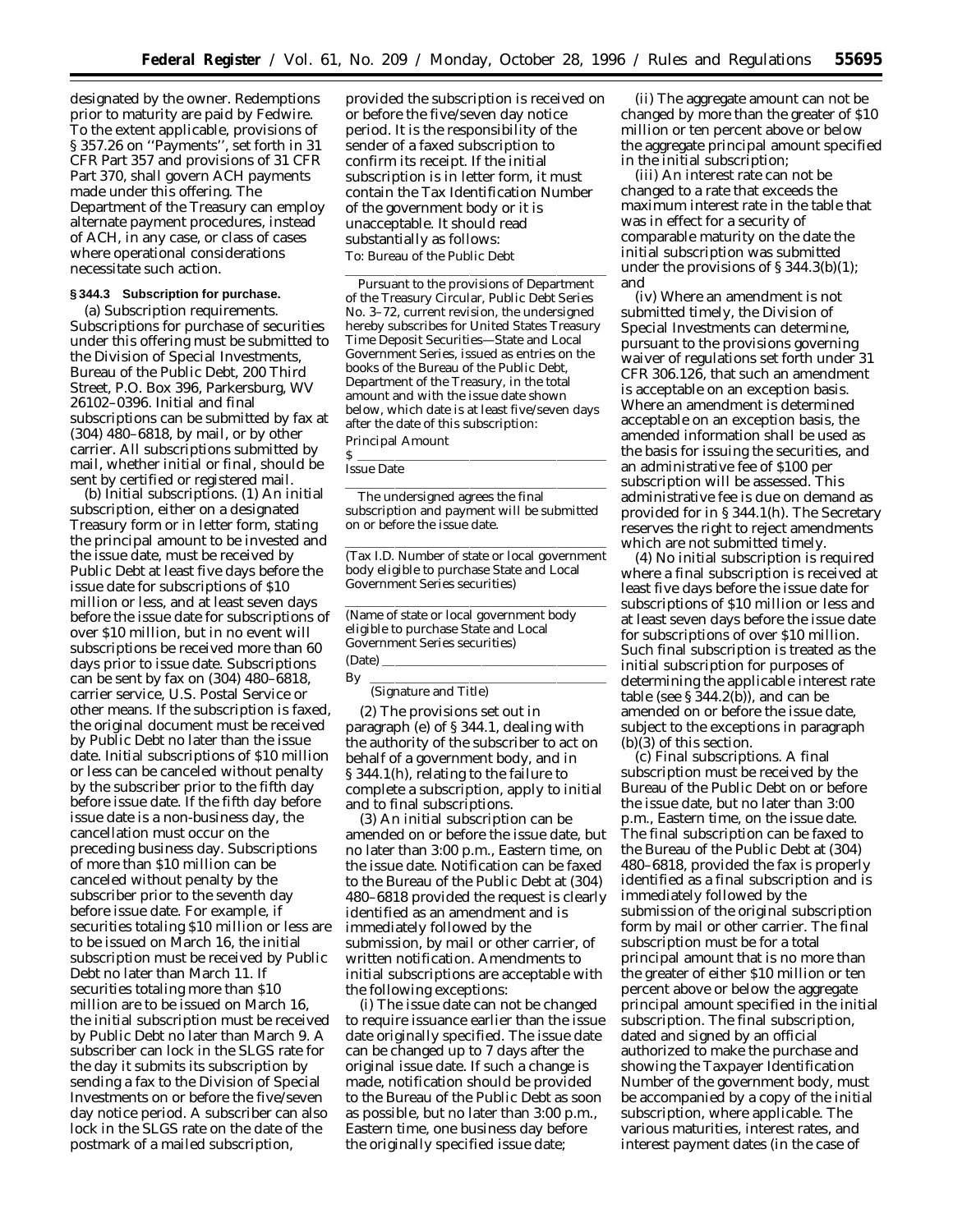designated by the owner. Redemptions prior to maturity are paid by Fedwire. To the extent applicable, provisions of § 357.26 on ''Payments'', set forth in 31 CFR Part 357 and provisions of 31 CFR Part 370, shall govern ACH payments made under this offering. The Department of the Treasury can employ alternate payment procedures, instead of ACH, in any case, or class of cases where operational considerations necessitate such action.

**§ 344.3 Subscription for purchase.**

(a) *Subscription requirements.* Subscriptions for purchase of securities under this offering must be submitted to the Division of Special Investments, Bureau of the Public Debt, 200 Third Street, P.O. Box 396, Parkersburg, WV 26102–0396. Initial and final subscriptions can be submitted by fax at (304) 480–6818, by mail, or by other carrier. All subscriptions submitted by mail, whether initial or final, should be sent by certified or registered mail.

(b) *Initial subscriptions.* (1) An initial subscription, either on a designated Treasury form or in letter form, stating the principal amount to be invested and the issue date, must be received by Public Debt at least five days before the issue date for subscriptions of $10 million or less, and at least seven days before the issue date for subscriptions of over $10 million, but in no event will subscriptions be received more than 60 days prior to issue date. Subscriptions can be sent by fax on (304) 480–6818, carrier service, U.S. Postal Service or other means. If the subscription is faxed, the original document must be received by Public Debt no later than the issue date. Initial subscriptions of $10 million or less can be canceled without penalty by the subscriber prior to the fifth day before issue date. If the fifth day before issue date is a non-business day, the cancellation must occur on the preceding business day. Subscriptions of more than $10 million can be canceled without penalty by the subscriber prior to the seventh day before issue date. For example, if securities totaling $10 million or less are to be issued on March 16, the initial subscription must be received by Public Debt no later than March 11. If securities totaling more than $10 million are to be issued on March 16, the initial subscription must be received by Public Debt no later than March 9. A subscriber can lock in the SLGS rate for the day it submits its subscription by sending a fax to the Division of Special Investments on or before the five/seven day notice period. A subscriber can also lock in the SLGS rate on the date of the postmark of a mailed subscription, provided the subscription is received on or before the five/seven day notice period. It is the responsibility of the sender of a faxed subscription to confirm its receipt. If the initial subscription is in letter form, it must contain the Tax Identification Number of the government body or it is unacceptable. It should read substantially as follows:

To: Bureau of the Public Debt

\_\_\_\_\_\_\_\_\_\_\_\_\_\_\_\_\_\_\_\_\_\_\_\_\_\_\_\_\_\_\_\_\_\_\_\_

Pursuant to the provisions of Department of the Treasury Circular, Public Debt Series No. 3–72, current revision, the undersigned hereby subscribes for United States Treasury Time Deposit Securities—State and Local Government Series, issued as entries on the books of the Bureau of the Public Debt, Department of the Treasury, in the total amount and with the issue date shown below, which date is at least five/seven days after the date of this subscription:

Principal Amount

$ \_\_\_\_\_\_\_\_\_\_\_\_\_\_\_\_\_\_\_\_\_\_\_\_\_\_\_\_\_\_\_\_\_\_

Issue Date

\_\_\_\_\_\_\_\_\_\_\_\_\_\_\_\_\_\_\_\_\_\_\_\_\_\_\_\_\_\_\_\_\_\_\_\_

The undersigned agrees the final subscription and payment will be submitted on or before the issue date.

\_\_\_\_\_\_\_\_\_\_\_\_\_\_\_\_\_\_\_\_\_\_\_\_\_\_\_\_\_\_\_\_\_\_\_\_

(Tax I.D. Number of state or local government body eligible to purchase State and Local Government Series securities)

\_\_\_\_\_\_\_\_\_\_\_\_\_\_\_\_\_\_\_\_\_\_\_\_\_\_\_\_\_\_\_\_\_\_\_\_

(Name of state or local government body eligible to purchase State and Local Government Series securities)

(Date) \_\_\_\_\_\_\_\_\_\_\_\_\_\_\_\_\_\_\_\_\_\_\_\_\_\_\_\_\_\_

By \_\_\_\_\_\_\_\_\_\_\_\_\_\_\_\_\_\_\_\_\_\_\_\_\_\_\_\_\_\_\_\_\_

(Signature and Title)

(2) The provisions set out in paragraph (e) of § 344.1, dealing with the authority of the subscriber to act on behalf of a government body, and in § 344.1(h), relating to the failure to complete a subscription, apply to initial and to final subscriptions.

(3) An initial subscription can be amended on or before the issue date, but no later than 3:00 p.m., Eastern time, on the issue date. Notification can be faxed to the Bureau of the Public Debt at (304) 480–6818 provided the request is clearly identified as an amendment and is immediately followed by the submission, by mail or other carrier, of written notification. Amendments to initial subscriptions are acceptable with the following exceptions:

(i) The issue date can not be changed to require issuance earlier than the issue date originally specified. The issue date can be changed up to 7 days after the original issue date. If such a change is made, notification should be provided to the Bureau of the Public Debt as soon as possible, but no later than 3:00 p.m., Eastern time, one business day before the originally specified issue date;

(ii) The aggregate amount can not be changed by more than the greater of $10 million or ten percent above or below the aggregate principal amount specified in the initial subscription;

(iii) An interest rate can not be changed to a rate that exceeds the maximum interest rate in the table that was in effect for a security of comparable maturity on the date the initial subscription was submitted under the provisions of § 344.3(b)(1); and

(iv) Where an amendment is not submitted timely, the Division of Special Investments can determine, pursuant to the provisions governing waiver of regulations set forth under 31 CFR 306.126, that such an amendment is acceptable on an exception basis. Where an amendment is determined acceptable on an exception basis, the amended information shall be used as the basis for issuing the securities, and an administrative fee of $100 per subscription will be assessed. This administrative fee is due on demand as provided for in § 344.1(h). The Secretary reserves the right to reject amendments which are not submitted timely.

(4) No initial subscription is required where a final subscription is received at least five days before the issue date for subscriptions of $10 million or less and at least seven days before the issue date for subscriptions of over $10 million. Such final subscription is treated as the initial subscription for purposes of determining the applicable interest rate table (see § 344.2(b)), and can be amended on or before the issue date, subject to the exceptions in paragraph (b)(3) of this section.

(c) *Final subscriptions.* A final subscription must be received by the Bureau of the Public Debt on or before the issue date, but no later than 3:00 p.m., Eastern time, on the issue date. The final subscription can be faxed to the Bureau of the Public Debt at (304) 480–6818, provided the fax is properly identified as a final subscription and is immediately followed by the submission of the original subscription form by mail or other carrier. The final subscription must be for a total principal amount that is no more than the greater of either $10 million or ten percent above or below the aggregate principal amount specified in the initial subscription. The final subscription, dated and signed by an official authorized to make the purchase and showing the Taxpayer Identification Number of the government body, must be accompanied by a copy of the initial subscription, where applicable. The various maturities, interest rates, and interest payment dates (in the case of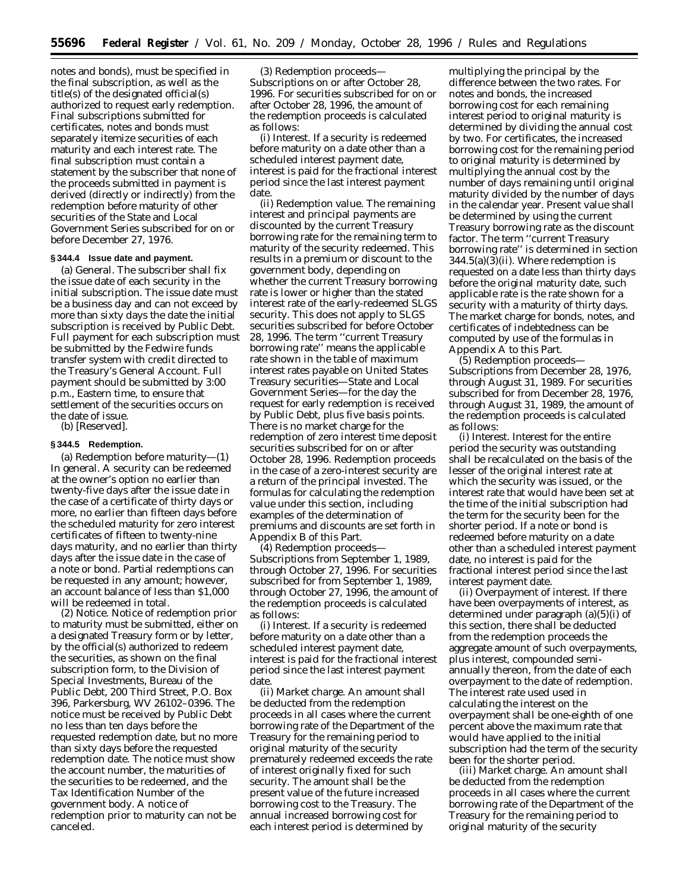notes and bonds), must be specified in the final subscription, as well as the title(s) of the designated official(s) authorized to request early redemption. Final subscriptions submitted for certificates, notes and bonds must separately itemize securities of each maturity and each interest rate. The final subscription must contain a statement by the subscriber that none of the proceeds submitted in payment is derived (directly or indirectly) from the redemption before maturity of other securities of the State and Local Government Series subscribed for on or before December 27, 1976.

**§ 344.4 Issue date and payment.**

(a) *General.* The subscriber shall fix the issue date of each security in the initial subscription. The issue date must be a business day and can not exceed by more than sixty days the date the initial subscription is received by Public Debt. Full payment for each subscription must be submitted by the Fedwire funds transfer system with credit directed to the Treasury's General Account. Full payment should be submitted by 3:00 p.m., Eastern time, to ensure that settlement of the securities occurs on the date of issue.

(b) [Reserved].

**§ 344.5 Redemption.**

(a) *Redemption before maturity*—(1) *In general.* A security can be redeemed at the owner's option no earlier than twenty-five days after the issue date in the case of a certificate of thirty days or more, no earlier than fifteen days before the scheduled maturity for zero interest certificates of fifteen to twenty-nine days maturity, and no earlier than thirty days after the issue date in the case of a note or bond. Partial redemptions can be requested in any amount; however, an account balance of less than $1,000 will be redeemed in total.

(2) *Notice.* Notice of redemption prior to maturity must be submitted, either on a designated Treasury form or by letter, by the official(s) authorized to redeem the securities, as shown on the final subscription form, to the Division of Special Investments, Bureau of the Public Debt, 200 Third Street, P.O. Box 396, Parkersburg, WV 26102–0396. The notice must be received by Public Debt no less than ten days before the requested redemption date, but no more than sixty days before the requested redemption date. The notice must show the account number, the maturities of the securities to be redeemed, and the Tax Identification Number of the government body. A notice of redemption prior to maturity can not be canceled.

(3) *Redemption proceeds— Subscriptions on or after October 28, 1996.* For securities subscribed for on or after October 28, 1996, the amount of the redemption proceeds is calculated as follows:

(i) *Interest.* If a security is redeemed before maturity on a date other than a scheduled interest payment date, interest is paid for the fractional interest period since the last interest payment date.

(ii) *Redemption value.* The remaining interest and principal payments are discounted by the current Treasury borrowing rate for the remaining term to maturity of the security redeemed. This results in a premium or discount to the government body, depending on whether the current Treasury borrowing rate is lower or higher than the stated interest rate of the early-redeemed SLGS security. This does not apply to SLGS securities subscribed for before October 28, 1996. The term "current Treasury borrowing rate" means the applicable rate shown in the table of maximum interest rates payable on United States Treasury securities—State and Local Government Series—for the day the request for early redemption is received by Public Debt, plus five basis points. There is no market charge for the redemption of zero interest time deposit securities subscribed for on or after October 28, 1996. Redemption proceeds in the case of a zero-interest security are a return of the principal invested. The formulas for calculating the redemption value under this section, including examples of the determination of premiums and discounts are set forth in Appendix B of this Part.

(4) *Redemption proceeds— Subscriptions from September 1, 1989, through October 27, 1996.* For securities subscribed for from September 1, 1989, through October 27, 1996, the amount of the redemption proceeds is calculated as follows:

(i) *Interest.* If a security is redeemed before maturity on a date other than a scheduled interest payment date, interest is paid for the fractional interest period since the last interest payment date.

(ii) *Market charge.* An amount shall be deducted from the redemption proceeds in all cases where the current borrowing rate of the Department of the Treasury for the remaining period to original maturity of the security prematurely redeemed exceeds the rate of interest originally fixed for such security. The amount shall be the present value of the future increased borrowing cost to the Treasury. The annual increased borrowing cost for each interest period is determined by multiplying the principal by the difference between the two rates. For notes and bonds, the increased borrowing cost for each remaining interest period to original maturity is determined by dividing the annual cost by two. For certificates, the increased borrowing cost for the remaining period to original maturity is determined by multiplying the annual cost by the number of days remaining until original maturity divided by the number of days in the calendar year. Present value shall be determined by using the current Treasury borrowing rate as the discount factor. The term "current Treasury borrowing rate" is determined in section 344.5(a)(3)(ii). Where redemption is requested on a date less than thirty days before the original maturity date, such applicable rate is the rate shown for a security with a maturity of thirty days. The market charge for bonds, notes, and certificates of indebtedness can be computed by use of the formulas in Appendix A to this Part.

(5) *Redemption proceeds— Subscriptions from December 28, 1976, through August 31, 1989.* For securities subscribed for from December 28, 1976, through August 31, 1989, the amount of the redemption proceeds is calculated as follows:

(i) *Interest.* Interest for the entire period the security was outstanding shall be recalculated on the basis of the lesser of the original interest rate at which the security was issued, or the interest rate that would have been set at the time of the initial subscription had the term for the security been for the shorter period. If a note or bond is redeemed before maturity on a date other than a scheduled interest payment date, no interest is paid for the fractional interest period since the last interest payment date.

(ii) *Overpayment of interest.* If there have been overpayments of interest, as determined under paragraph (a)(5)(i) of this section, there shall be deducted from the redemption proceeds the aggregate amount of such overpayments, plus interest, compounded semi-annually thereon, from the date of each overpayment to the date of redemption. The interest rate used used in calculating the interest on the overpayment shall be one-eighth of one percent above the maximum rate that would have applied to the initial subscription had the term of the security been for the shorter period.

(iii) *Market charge.* An amount shall be deducted from the redemption proceeds in all cases where the current borrowing rate of the Department of the Treasury for the remaining period to original maturity of the security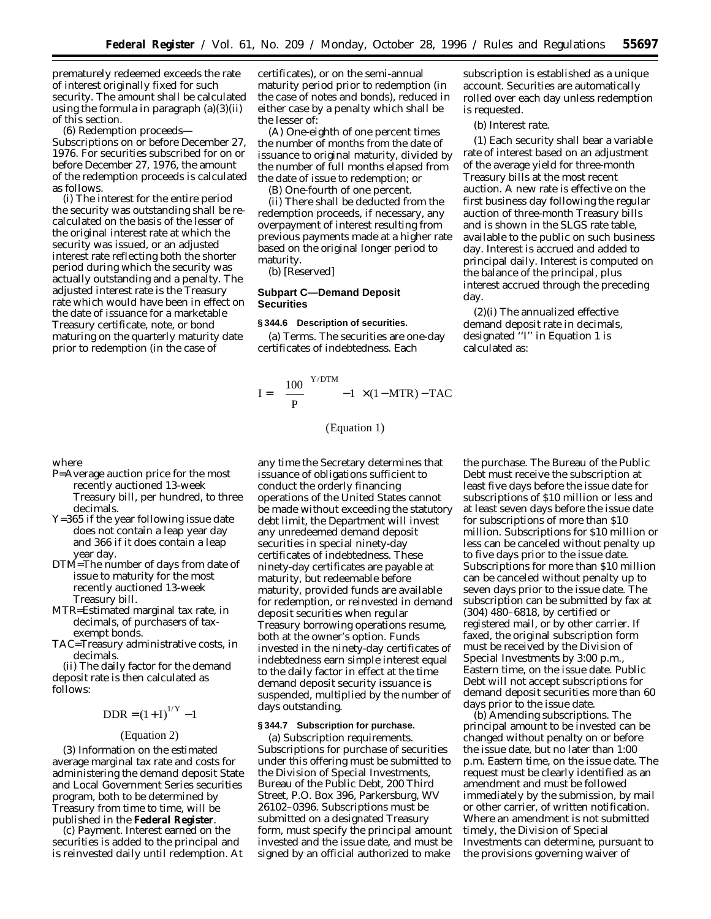prematurely redeemed exceeds the rate of interest originally fixed for such security. The amount shall be calculated using the formula in paragraph (a)(3)(ii) of this section.

(6) *Redemption proceeds—Subscriptions on or before December 27, 1976.* For securities subscribed for on or before December 27, 1976, the amount of the redemption proceeds is calculated as follows.

(i) The interest for the entire period the security was outstanding shall be re-calculated on the basis of the lesser of the original interest rate at which the security was issued, or an adjusted interest rate reflecting both the shorter period during which the security was actually outstanding and a penalty. The adjusted interest rate is the Treasury rate which would have been in effect on the date of issuance for a marketable Treasury certificate, note, or bond maturing on the quarterly maturity date prior to redemption (in the case of certificates), or on the semi-annual maturity period prior to redemption (in the case of notes and bonds), reduced in either case by a penalty which shall be the lesser of:

(A) One-eighth of one percent times the number of months from the date of issuance to original maturity, divided by the number of full months elapsed from the date of issue to redemption; or

(B) One-fourth of one percent.

(ii) There shall be deducted from the redemption proceeds, if necessary, any overpayment of interest resulting from previous payments made at a higher rate based on the original longer period to maturity.

(b) [Reserved]

## Subpart C—Demand Deposit Securities

### § 344.6 Description of securities.

(a) *Terms.* The securities are one-day certificates of indebtedness. Each subscription is established as a unique account. Securities are automatically rolled over each day unless redemption is requested.

(b) *Interest rate.*

(1) Each security shall bear a variable rate of interest based on an adjustment of the average yield for three-month Treasury bills at the most recent auction. A new rate is effective on the first business day following the regular auction of three-month Treasury bills and is shown in the SLGS rate table, available to the public on such business day. Interest is accrued and added to principal daily. Interest is computed on the balance of the principal, plus interest accrued through the preceding day.

(2)(i) The annualized effective demand deposit rate in decimals, designated "I" in Equation 1 is calculated as:

$$I = \left[\left(\frac{100}{P}\right)^{Y/DTM} - 1\right] \times (1 - MTR) - TAC$$

(Equation 1)

where

P=Average auction price for the most recently auctioned 13-week Treasury bill, per hundred, to three decimals.

Y=365 if the year following issue date does not contain a leap year day and 366 if it does contain a leap year day.

DTM=The number of days from date of issue to maturity for the most recently auctioned 13-week Treasury bill.

MTR=Estimated marginal tax rate, in decimals, of purchasers of tax-exempt bonds.

TAC=Treasury administrative costs, in decimals.

(ii) The daily factor for the demand deposit rate is then calculated as follows:

$$DDR = (1 + I)^{1/Y} - 1$$

(Equation 2)

(3) Information on the estimated average marginal tax rate and costs for administering the demand deposit State and Local Government Series securities program, both to be determined by Treasury from time to time, will be published in the **Federal Register**.

(c) *Payment.* Interest earned on the securities is added to the principal and is reinvested daily until redemption. At any time the Secretary determines that issuance of obligations sufficient to conduct the orderly financing operations of the United States cannot be made without exceeding the statutory debt limit, the Department will invest any unredeemed demand deposit securities in special ninety-day certificates of indebtedness. These ninety-day certificates are payable at maturity, but redeemable before maturity, provided funds are available for redemption, or reinvested in demand deposit securities when regular Treasury borrowing operations resume, both at the owner's option. Funds invested in the ninety-day certificates of indebtedness earn simple interest equal to the daily factor in effect at the time demand deposit security issuance is suspended, multiplied by the number of days outstanding.

### § 344.7 Subscription for purchase.

(a) *Subscription requirements.* Subscriptions for purchase of securities under this offering must be submitted to the Division of Special Investments, Bureau of the Public Debt, 200 Third Street, P.O. Box 396, Parkersburg, WV 26102–0396. Subscriptions must be submitted on a designated Treasury form, must specify the principal amount invested and the issue date, and must be signed by an official authorized to make the purchase. The Bureau of the Public Debt must receive the subscription at least five days before the issue date for subscriptions of $10 million or less and at least seven days before the issue date for subscriptions of more than $10 million. Subscriptions for $10 million or less can be canceled without penalty up to five days prior to the issue date. Subscriptions for more than $10 million can be canceled without penalty up to seven days prior to the issue date. The subscription can be submitted by fax at (304) 480–6818, by certified or registered mail, or by other carrier. If faxed, the original subscription form must be received by the Division of Special Investments by 3:00 p.m., Eastern time, on the issue date. Public Debt will not accept subscriptions for demand deposit securities more than 60 days prior to the issue date.

(b) *Amending subscriptions.* The principal amount to be invested can be changed without penalty on or before the issue date, but no later than 1:00 p.m. Eastern time, on the issue date. The request must be clearly identified as an amendment and must be followed immediately by the submission, by mail or other carrier, of written notification. Where an amendment is not submitted timely, the Division of Special Investments can determine, pursuant to the provisions governing waiver of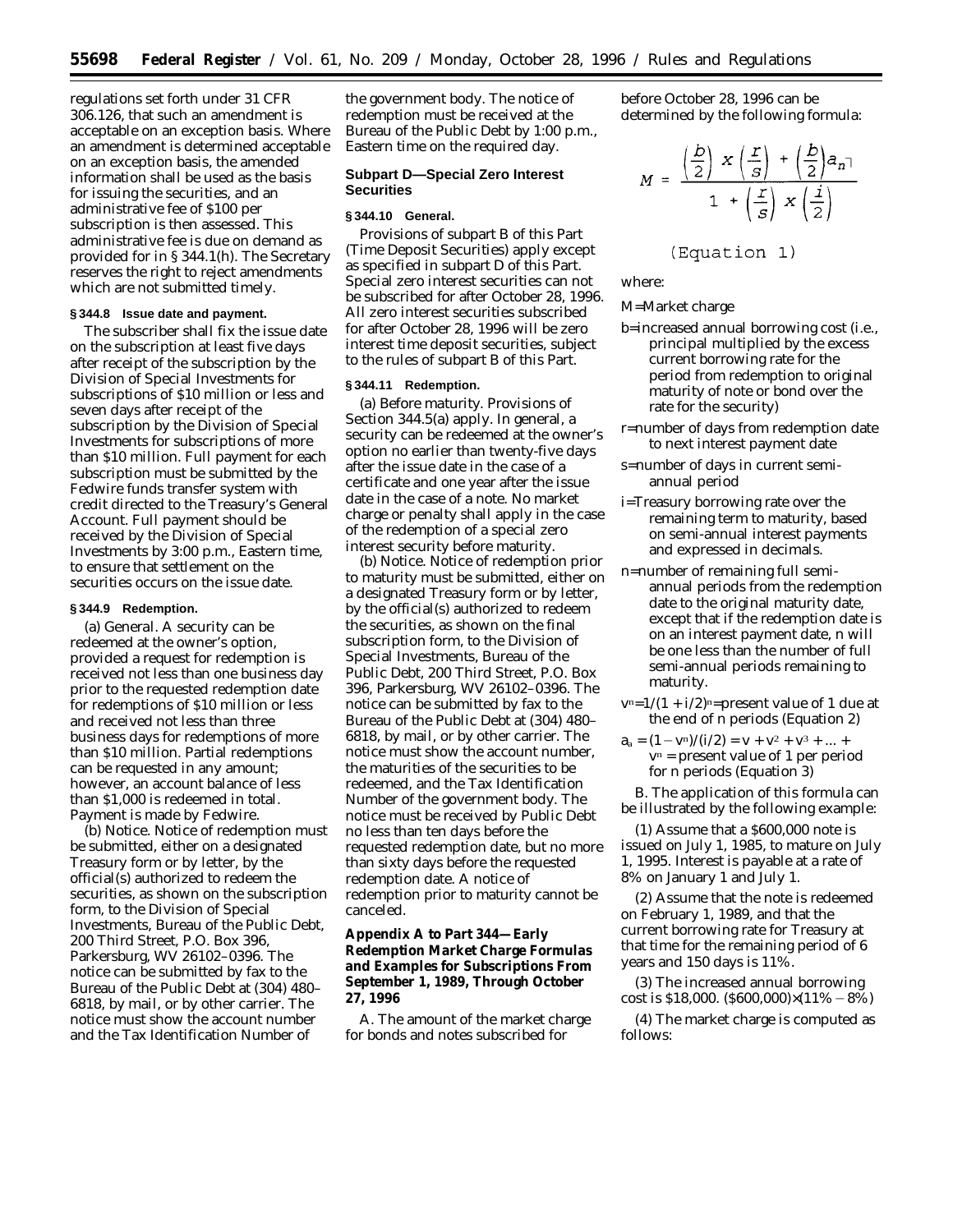regulations set forth under 31 CFR 306.126, that such an amendment is acceptable on an exception basis. Where an amendment is determined acceptable on an exception basis, the amended information shall be used as the basis for issuing the securities, and an administrative fee of $100 per subscription is then assessed. This administrative fee is due on demand as provided for in § 344.1(h). The Secretary reserves the right to reject amendments which are not submitted timely.

**§ 344.8 Issue date and payment.**

The subscriber shall fix the issue date on the subscription at least five days after receipt of the subscription by the Division of Special Investments for subscriptions of $10 million or less and seven days after receipt of the subscription by the Division of Special Investments for subscriptions of more than $10 million. Full payment for each subscription must be submitted by the Fedwire funds transfer system with credit directed to the Treasury's General Account. Full payment should be received by the Division of Special Investments by 3:00 p.m., Eastern time, to ensure that settlement on the securities occurs on the issue date.

**§ 344.9 Redemption.**

(a) *General.* A security can be redeemed at the owner's option, provided a request for redemption is received not less than one business day prior to the requested redemption date for redemptions of $10 million or less and received not less than three business days for redemptions of more than $10 million. Partial redemptions can be requested in any amount; however, an account balance of less than $1,000 is redeemed in total. Payment is made by Fedwire.

(b) *Notice.* Notice of redemption must be submitted, either on a designated Treasury form or by letter, by the official(s) authorized to redeem the securities, as shown on the subscription form, to the Division of Special Investments, Bureau of the Public Debt, 200 Third Street, P.O. Box 396, Parkersburg, WV 26102–0396. The notice can be submitted by fax to the Bureau of the Public Debt at (304) 480–6818, by mail, or by other carrier. The notice must show the account number and the Tax Identification Number of the government body. The notice of redemption must be received at the Bureau of the Public Debt by 1:00 p.m., Eastern time on the required day.

**Subpart D—Special Zero Interest Securities**

**§ 344.10 General.**

Provisions of subpart B of this Part (Time Deposit Securities) apply except as specified in subpart D of this Part. Special zero interest securities can not be subscribed for after October 28, 1996. All zero interest securities subscribed for after October 28, 1996 will be zero interest time deposit securities, subject to the rules of subpart B of this Part.

**§ 344.11 Redemption.**

(a) *Before maturity.* Provisions of Section 344.5(a) apply. In general, a security can be redeemed at the owner's option no earlier than twenty-five days after the issue date in the case of a certificate and one year after the issue date in the case of a note. No market charge or penalty shall apply in the case of the redemption of a special zero interest security before maturity.

(b) *Notice.* Notice of redemption prior to maturity must be submitted, either on a designated Treasury form or by letter, by the official(s) authorized to redeem the securities, as shown on the final subscription form, to the Division of Special Investments, Bureau of the Public Debt, 200 Third Street, P.O. Box 396, Parkersburg, WV 26102–0396. The notice can be submitted by fax to the Bureau of the Public Debt at (304) 480–6818, by mail, or by other carrier. The notice must show the account number, the maturities of the securities to be redeemed, and the Tax Identification Number of the government body. The notice must be received by Public Debt no less than ten days before the requested redemption date, but no more than sixty days before the requested redemption date. A notice of redemption prior to maturity cannot be canceled.

**Appendix A to Part 344—Early Redemption Market Charge Formulas and Examples for Subscriptions From September 1, 1989, Through October 27, 1996**

A. The amount of the market charge for bonds and notes subscribed for before October 28, 1996 can be determined by the following formula:

$$M = \frac{\left(\frac{b}{2}\right) x \left(\frac{r}{s}\right) + \left(\frac{b}{2}\right) a_{\overline{n}|}}{1 + \left(\frac{r}{s}\right) x \left(\frac{i}{2}\right)}$$

(Equation 1)

where:

M=Market charge

b=increased annual borrowing cost (i.e., principal multiplied by the excess current borrowing rate for the period from redemption to original maturity of note or bond over the rate for the security)

r=number of days from redemption date to next interest payment date

s=number of days in current semi-annual period

i=Treasury borrowing rate over the remaining term to maturity, based on semi-annual interest payments and expressed in decimals.

n=number of remaining full semi-annual periods from the redemption date to the original maturity date, except that if the redemption date is on an interest payment date, n will be one less than the number of full semi-annual periods remaining to maturity.

$v^n = 1/(1 + i/2)^n$=present value of 1 due at the end of n periods (Equation 2)

$a_{\overline{n}|} = (1 - v^n)/(i/2) = v + v^2 + v^3 + ... + v^n$ = present value of 1 per period for n periods (Equation 3)

B. The application of this formula can be illustrated by the following example:

(1) Assume that a $600,000 note is issued on July 1, 1985, to mature on July 1, 1995. Interest is payable at a rate of 8% on January 1 and July 1.

(2) Assume that the note is redeemed on February 1, 1989, and that the current borrowing rate for Treasury at that time for the remaining period of 6 years and 150 days is 11%.

(3) The increased annual borrowing cost is $18,000. ($600,000)×(11% − 8%)

(4) The market charge is computed as follows: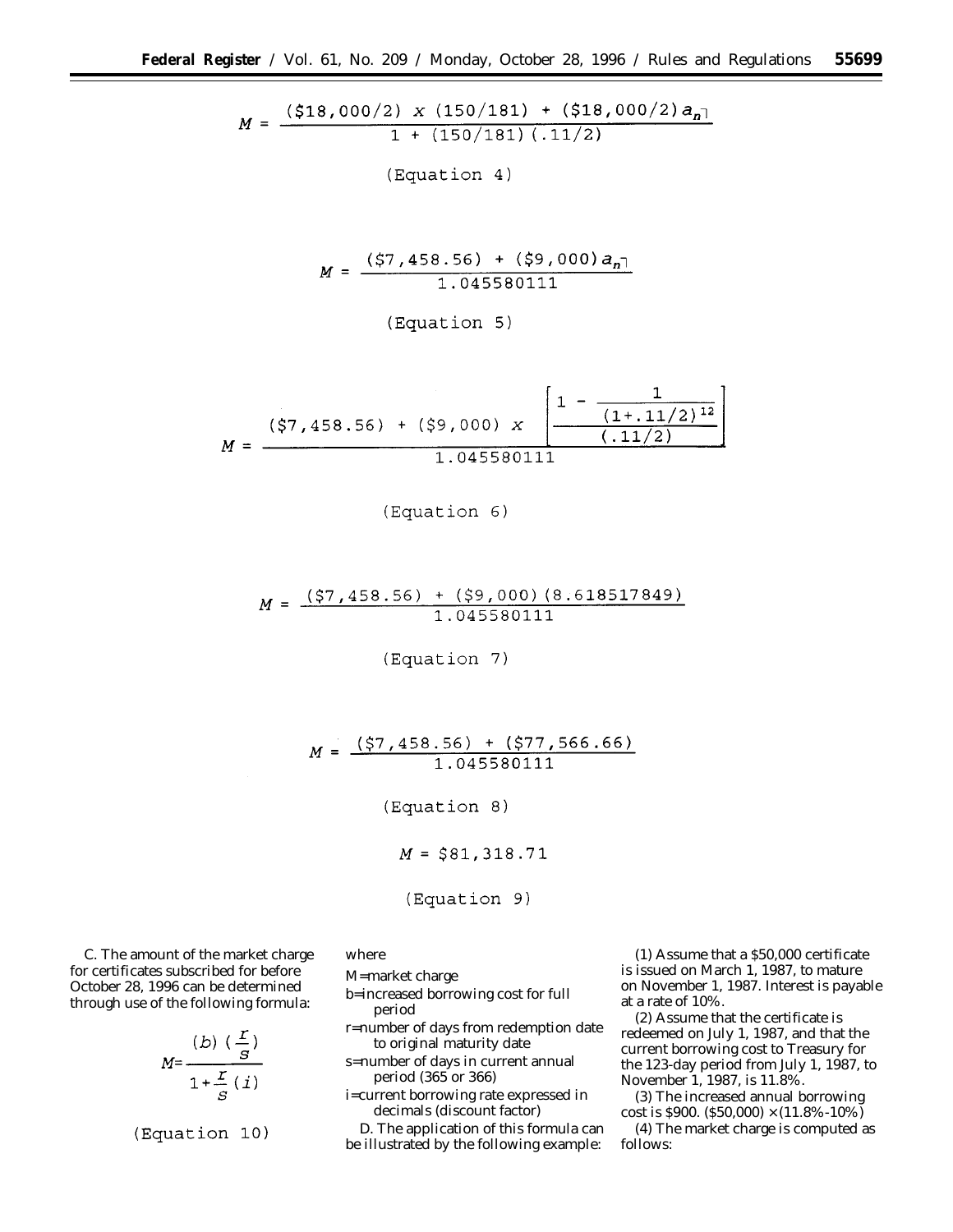$$M = \frac{(\$18{,}000/2) \times (150/181) + (\$18{,}000/2)a_{\overline{n}|}}{1 + (150/181)(.11/2)}$$

(Equation 4)

$$M = \frac{(\$7{,}458.56) + (\$9{,}000)a_{\overline{n}|}}{1.045580111}$$

(Equation 5)

$$M = \frac{(\$7{,}458.56) + (\$9{,}000) \times \left[\dfrac{1 - \dfrac{1}{(1+.11/2)^{12}}}{(.11/2)}\right]}{1.045580111}$$

(Equation 6)

$$M = \frac{(\$7{,}458.56) + (\$9{,}000)(8.618517849)}{1.045580111}$$

(Equation 7)

$$M = \frac{(\$7{,}458.56) + (\$77{,}566.66)}{1.045580111}$$

(Equation 8)

$$M = \$81{,}318.71$$

(Equation 9)

C. The amount of the market charge for certificates subscribed for before October 28, 1996 can be determined through use of the following formula:

$$M = \frac{(b)\left(\frac{r}{s}\right)}{1 + \frac{r}{s}(i)}$$

(Equation 10)

where

M=market charge

b=increased borrowing cost for full period

r=number of days from redemption date to original maturity date

s=number of days in current annual period (365 or 366)

i=current borrowing rate expressed in decimals (discount factor)

D. The application of this formula can be illustrated by the following example:

(1) Assume that a $50,000 certificate is issued on March 1, 1987, to mature on November 1, 1987. Interest is payable at a rate of 10%.

(2) Assume that the certificate is redeemed on July 1, 1987, and that the current borrowing cost to Treasury for the 123-day period from July 1, 1987, to November 1, 1987, is 11.8%.

(3) The increased annual borrowing cost is $900. ($50,000) × (11.8%-10%)

(4) The market charge is computed as follows: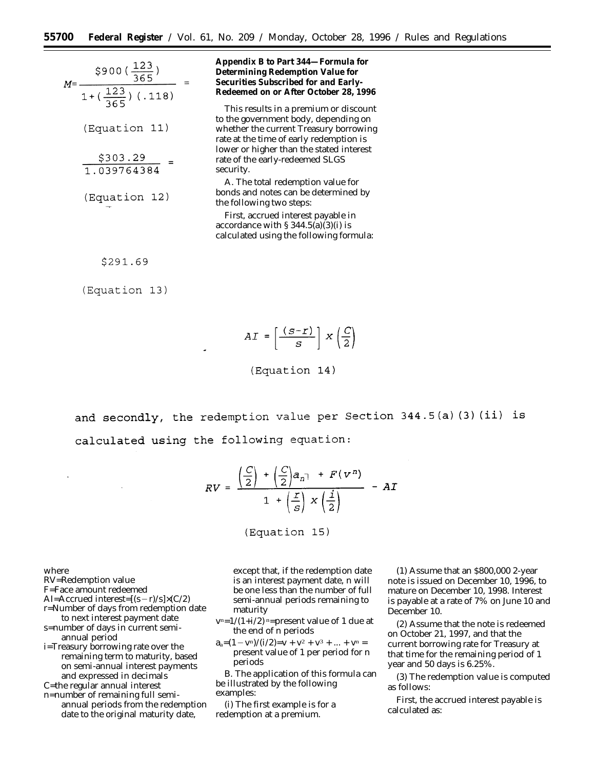$$M = \frac{\$900\left(\frac{123}{365}\right)}{1+\left(\frac{123}{365}\right)(.118)} =$$

(Equation 11)

$$\frac{\$303.29}{1.039764384} =$$

(Equation 12)

$291.69

(Equation 13)

### Appendix B to Part 344—Formula for Determining Redemption Value for Securities Subscribed for and Early-Redeemed on or After October 28, 1996

This results in a premium or discount to the government body, depending on whether the current Treasury borrowing rate at the time of early redemption is lower or higher than the stated interest rate of the early-redeemed SLGS security.

A. The total redemption value for bonds and notes can be determined by the following two steps:

First, accrued interest payable in accordance with § 344.5(a)(3)(i) is calculated using the following formula:

$$AI = \left[\frac{(s-r)}{s}\right] x \left(\frac{C}{2}\right)$$

(Equation 14)

and secondly, the redemption value per Section 344.5(a)(3)(ii) is calculated using the following equation:

$$RV = \frac{\left(\frac{C}{2}\right) + \left(\frac{C}{2}\right)a_{\overline{n}|} + F(v^n)}{1 + \left(\frac{r}{s}\right) x \left(\frac{i}{2}\right)} - AI$$

(Equation 15)

where

RV=Redemption value
F=Face amount redeemed
AI=Accrued interest=$[(s-r)/s] \times (C/2)$
r=Number of days from redemption date to next interest payment date
s=number of days in current semi-annual period
i=Treasury borrowing rate over the remaining term to maturity, based on semi-annual interest payments and expressed in decimals
C=the regular annual interest
n=number of remaining full semi-annual periods from the redemption date to the original maturity date, except that, if the redemption date is an interest payment date, n will be one less than the number of full semi-annual periods remaining to maturity
$v^n = 1/(1+i/2)^n$=present value of 1 due at the end of n periods
$a_{\overline{n}|} = (1-v^n)/(i/2) = v + v^2 + v^3 + \ldots + v^n$ = present value of 1 per period for n periods

B. The application of this formula can be illustrated by the following examples:

(i) The first example is for a redemption at a premium.

(1) Assume that an $800,000 2-year note is issued on December 10, 1996, to mature on December 10, 1998. Interest is payable at a rate of 7% on June 10 and December 10.

(2) Assume that the note is redeemed on October 21, 1997, and that the current borrowing rate for Treasury at that time for the remaining period of 1 year and 50 days is 6.25%.

(3) The redemption value is computed as follows:

First, the accrued interest payable is calculated as: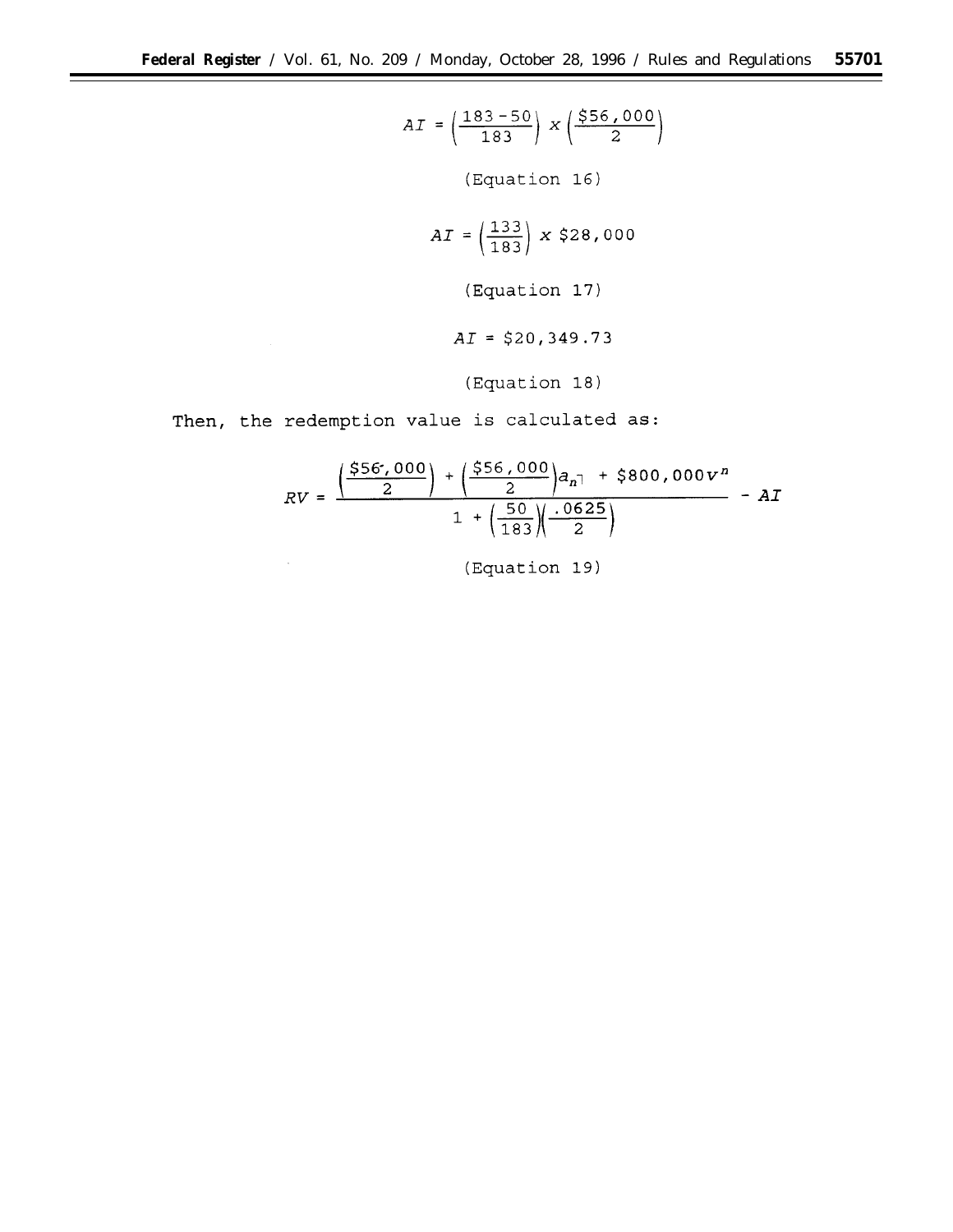$$AI = \left(\frac{183-50}{183}\right) x \left(\frac{\$56,000}{2}\right)$$

(Equation 16)

$$AI = \left(\frac{133}{183}\right) x \ \$28,000$$

(Equation 17)

$$AI = \$20,349.73$$

(Equation 18)

Then, the redemption value is calculated as:

$$RV = \frac{\left(\frac{\$56,000}{2}\right) + \left(\frac{\$56,000}{2}\right)a_{\overline{n}|} + \$800,000v^n}{1 + \left(\frac{50}{183}\right)\left(\frac{.0625}{2}\right)} - AI$$

(Equation 19)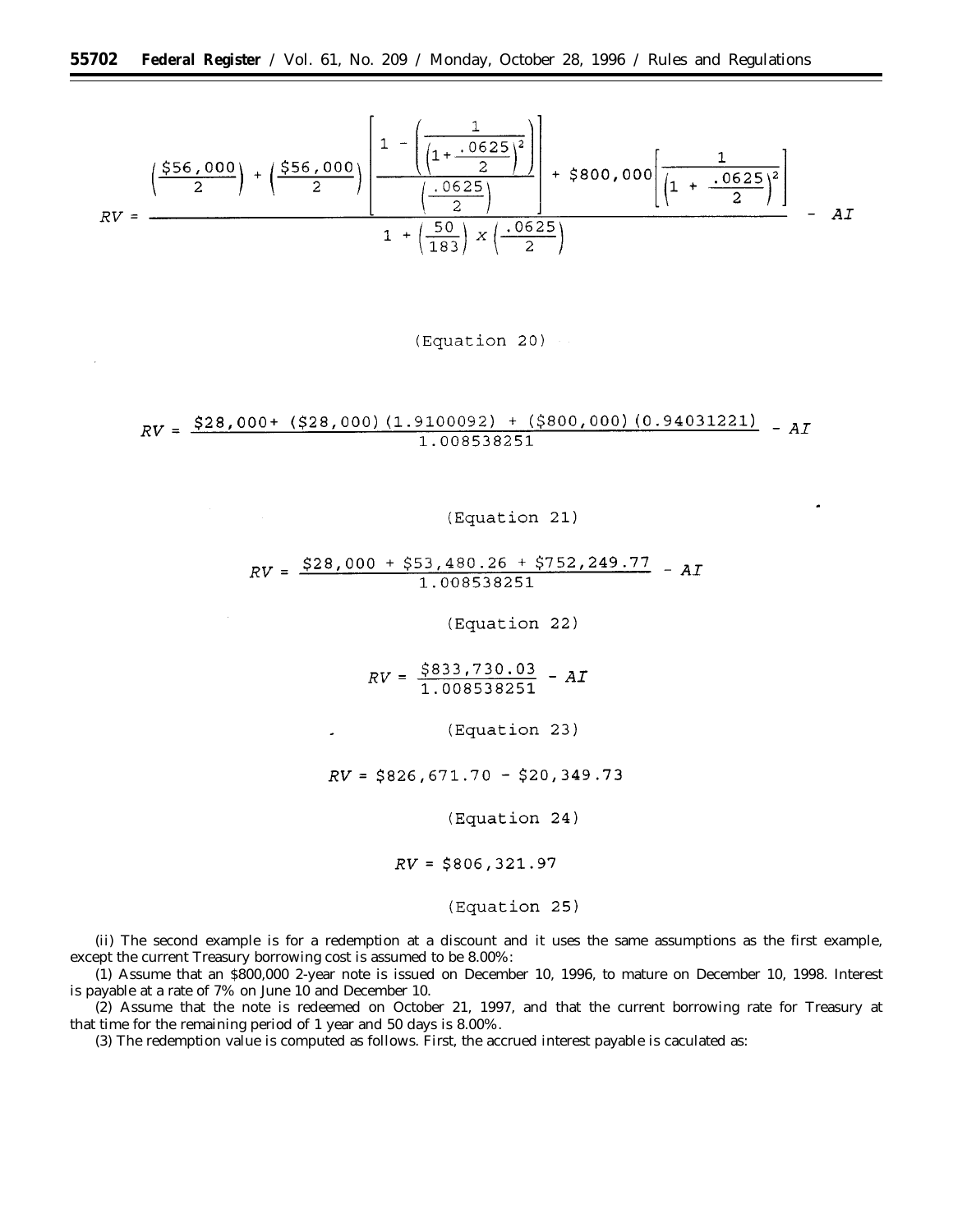$$RV = \frac{\left(\frac{\$56,000}{2}\right) + \left(\frac{\$56,000}{2}\right)\left[\frac{1 - \left(\frac{1}{\left(1+\frac{.0625}{2}\right)^2}\right)}{\left(\frac{.0625}{2}\right)}\right] + \$800,000\left[\frac{1}{\left(1 + \frac{.0625}{2}\right)^2}\right]}{1 + \left(\frac{50}{183}\right) x \left(\frac{.0625}{2}\right)} - AI$$

(Equation 20)

$$RV = \frac{\$28,000 + (\$28,000)(1.9100092) + (\$800,000)(0.94031221)}{1.008538251} - AI$$

(Equation 21)

$$RV = \frac{\$28,000 + \$53,480.26 + \$752,249.77}{1.008538251} - AI$$

(Equation 22)

$$RV = \frac{\$833,730.03}{1.008538251} - AI$$

(Equation 23)

$$RV = \$826,671.70 - \$20,349.73$$

(Equation 24)

$$RV = \$806,321.97$$

(Equation 25)

(ii) The second example is for a redemption at a discount and it uses the same assumptions as the first example, except the current Treasury borrowing cost is assumed to be 8.00%:

(1) Assume that an $800,000 2-year note is issued on December 10, 1996, to mature on December 10, 1998. Interest is payable at a rate of 7% on June 10 and December 10.

(2) Assume that the note is redeemed on October 21, 1997, and that the current borrowing rate for Treasury at that time for the remaining period of 1 year and 50 days is 8.00%.

(3) The redemption value is computed as follows. First, the accrued interest payable is caculated as: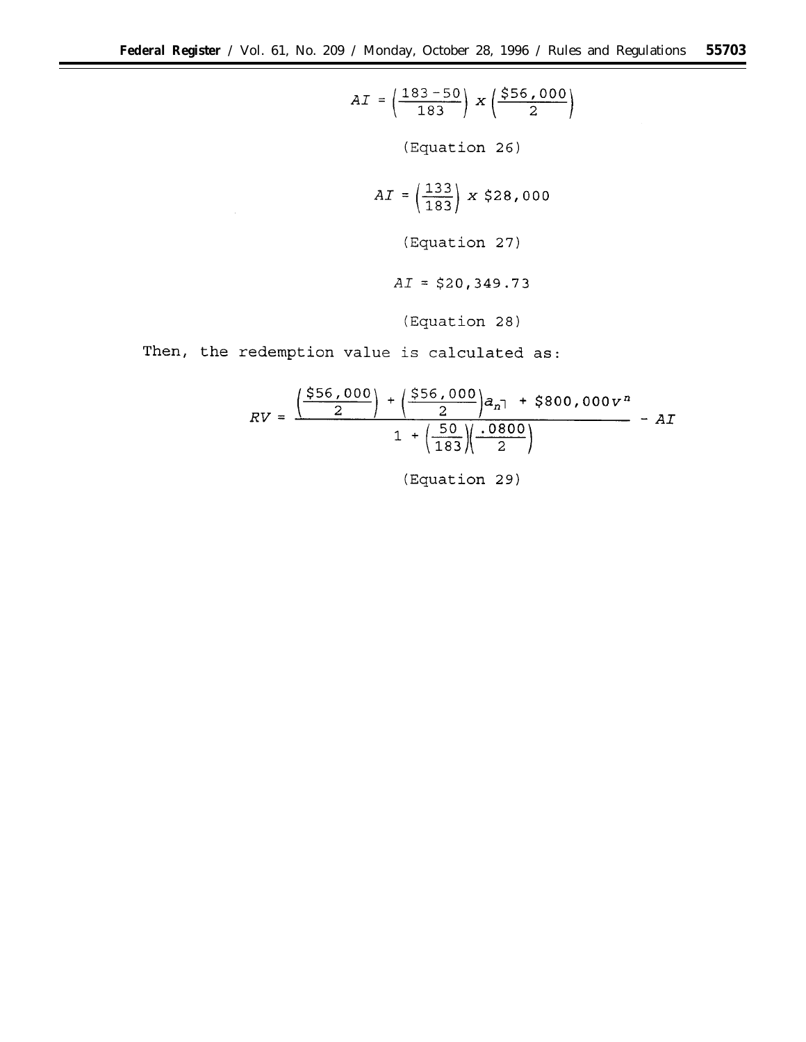$$AI = \left(\frac{183 - 50}{183}\right) x \left(\frac{\$56,000}{2}\right)$$

(Equation 26)

$$AI = \left(\frac{133}{183}\right) x \; \$28,000$$

(Equation 27)

$$AI = \$20,349.73$$

(Equation 28)

Then, the redemption value is calculated as:

$$RV = \frac{\left(\frac{\$56,000}{2}\right) + \left(\frac{\$56,000}{2}\right)a_{\overline{n|}} + \$800,000v^{n}}{1 + \left(\frac{50}{183}\right)\left(\frac{.0800}{2}\right)} - AI$$

(Equation 29)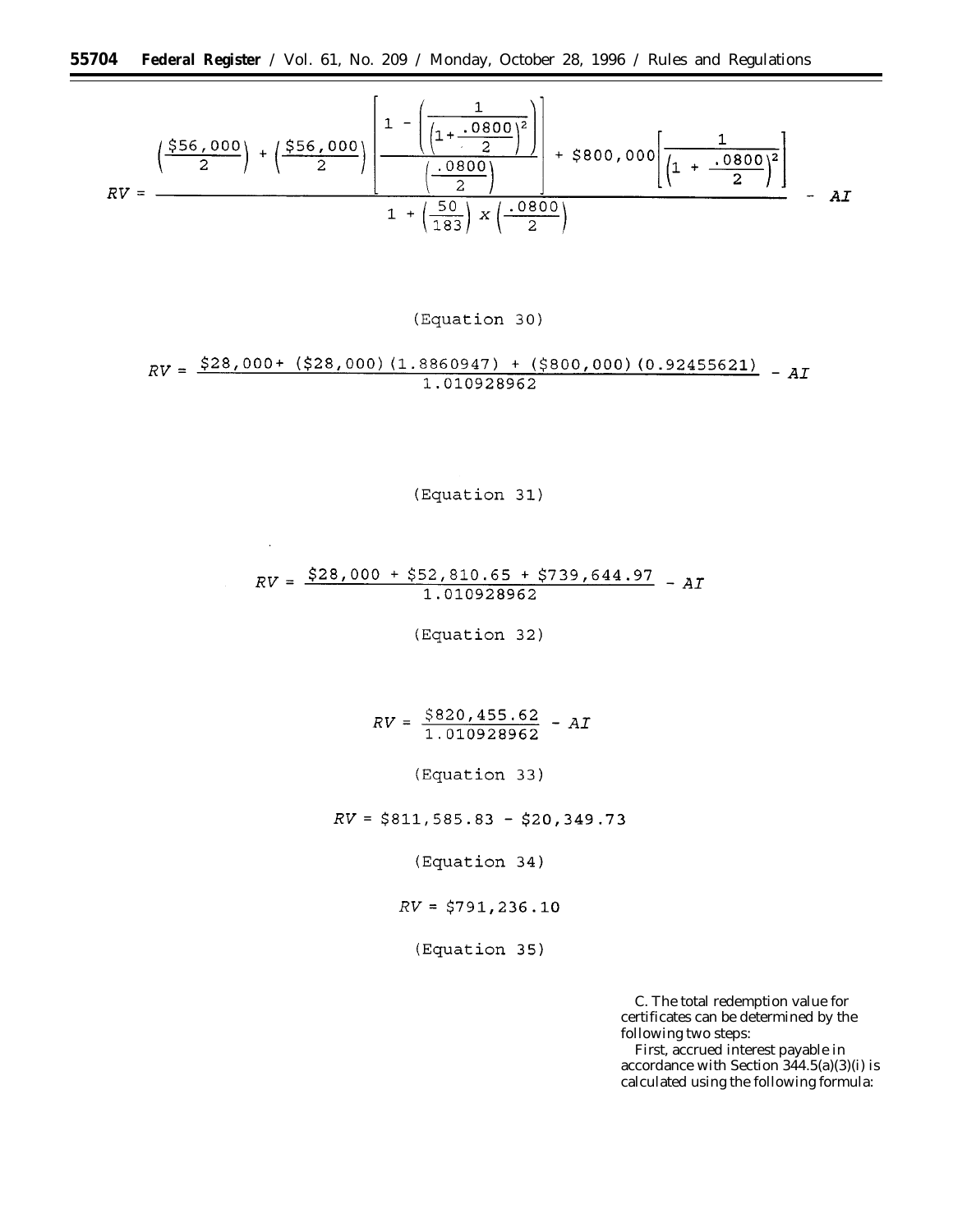$$RV = \frac{\left(\frac{\$56,000}{2}\right) + \left(\frac{\$56,000}{2}\right)\left[\frac{1 - \left(\frac{1}{\left(1 + \frac{.0800}{2}\right)^2}\right)}{\left(\frac{.0800}{2}\right)}\right] + \$800,000\left[\frac{1}{\left(1 + \frac{.0800}{2}\right)^2}\right]}{1 + \left(\frac{50}{183}\right) x \left(\frac{.0800}{2}\right)} - AI$$

(Equation 30)

$$RV = \frac{\$28,000 + (\$28,000)(1.8860947) + (\$800,000)(0.92455621)}{1.010928962} - AI$$

(Equation 31)

$$RV = \frac{\$28,000 + \$52,810.65 + \$739,644.97}{1.010928962} - AI$$

(Equation 32)

$$RV = \frac{\$820,455.62}{1.010928962} - AI$$

(Equation 33)

$$RV = \$811,585.83 - \$20,349.73$$

(Equation 34)

$$RV = \$791,236.10$$

(Equation 35)

C. The total redemption value for certificates can be determined by the following two steps:

First, accrued interest payable in accordance with Section 344.5(a)(3)(i) is calculated using the following formula: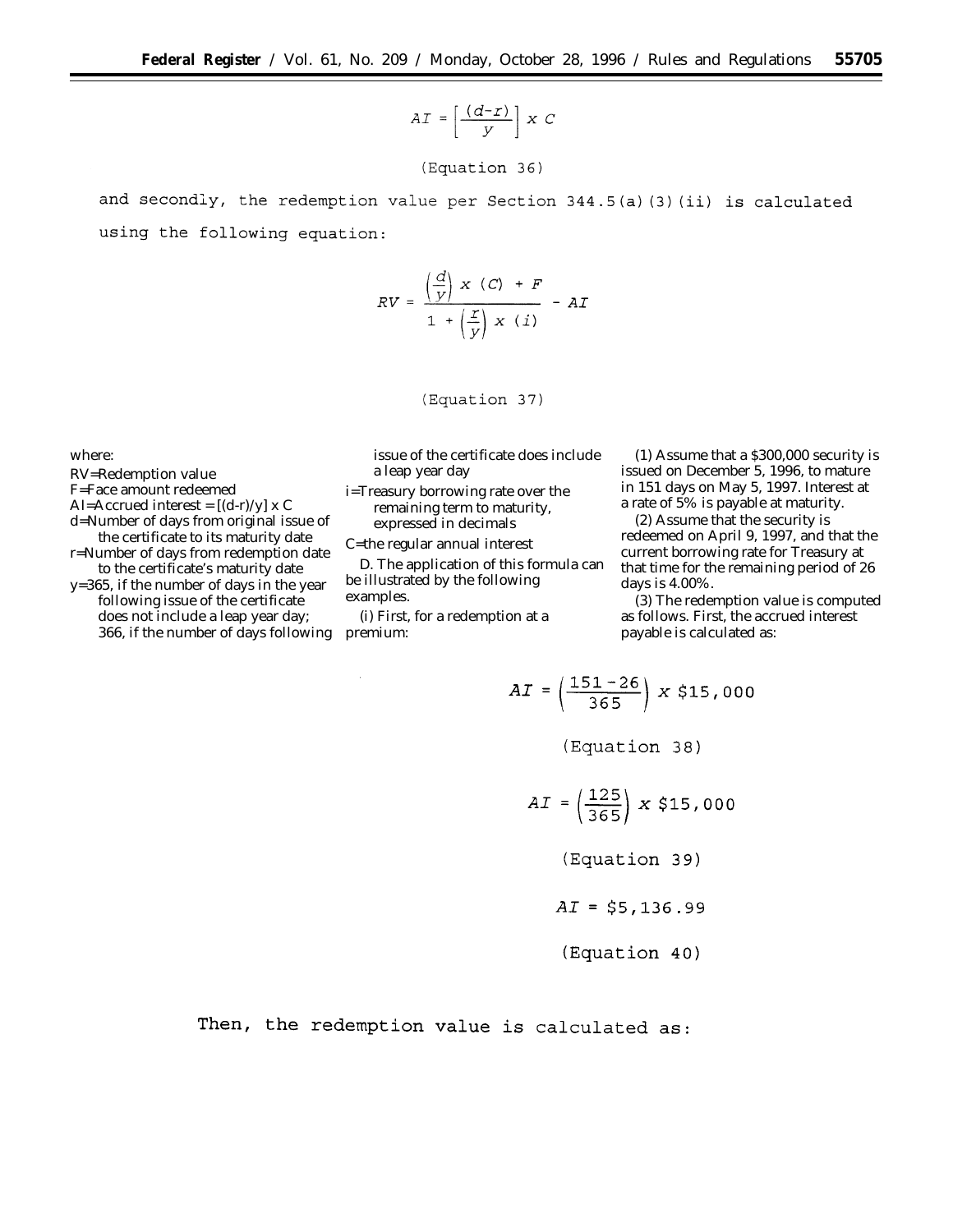$$AI = \left[\frac{(d-r)}{y}\right] x\ C$$

(Equation 36)

and secondly, the redemption value per Section 344.5(a)(3)(ii) is calculated using the following equation:

$$RV = \frac{\left(\frac{d}{y}\right) x\ (C) + F}{1 + \left(\frac{r}{y}\right) x\ (i)} - AI$$

(Equation 37)

where:

RV=Redemption value
F=Face amount redeemed
AI=Accrued interest = [(d-r)/y] x C
d=Number of days from original issue of the certificate to its maturity date
r=Number of days from redemption date to the certificate's maturity date
y=365, if the number of days in the year following issue of the certificate does not include a leap year day; 366, if the number of days following issue of the certificate does include a leap year day
i=Treasury borrowing rate over the remaining term to maturity, expressed in decimals
C=the regular annual interest

D. The application of this formula can be illustrated by the following examples.

(i) First, for a redemption at a premium:

(1) Assume that a $300,000 security is issued on December 5, 1996, to mature in 151 days on May 5, 1997. Interest at a rate of 5% is payable at maturity.

(2) Assume that the security is redeemed on April 9, 1997, and that the current borrowing rate for Treasury at that time for the remaining period of 26 days is 4.00%.

(3) The redemption value is computed as follows. First, the accrued interest payable is calculated as:

$$AI = \left(\frac{151-26}{365}\right) x\ \$15,000$$

(Equation 38)

$$AI = \left(\frac{125}{365}\right) x\ \$15,000$$

(Equation 39)

$$AI = \$5,136.99$$

(Equation 40)

Then, the redemption value is calculated as: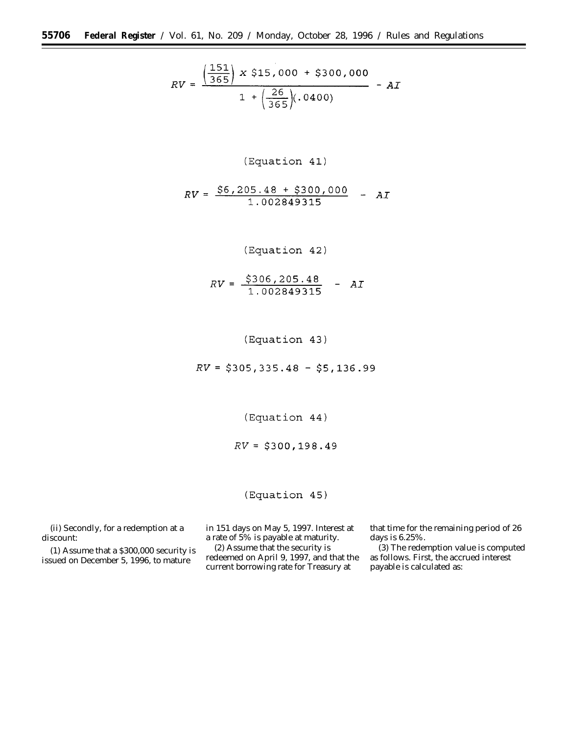$$RV = \frac{\left(\frac{151}{365}\right) x \$15,000 + \$300,000}{1 + \left(\frac{26}{365}\right)(.0400)} - AI$$

(Equation 41)

$$RV = \frac{\$6,205.48 + \$300,000}{1.002849315} - AI$$

(Equation 42)

$$RV = \frac{\$306,205.48}{1.002849315} - AI$$

(Equation 43)

$$RV = \$305,335.48 - \$5,136.99$$

(Equation 44)

$$RV = \$300,198.49$$

(Equation 45)

(ii) Secondly, for a redemption at a discount:

(1) Assume that a $300,000 security is issued on December 5, 1996, to mature in 151 days on May 5, 1997. Interest at a rate of 5% is payable at maturity.

(2) Assume that the security is redeemed on April 9, 1997, and that the current borrowing rate for Treasury at that time for the remaining period of 26 days is 6.25%.

(3) The redemption value is computed as follows. First, the accrued interest payable is calculated as: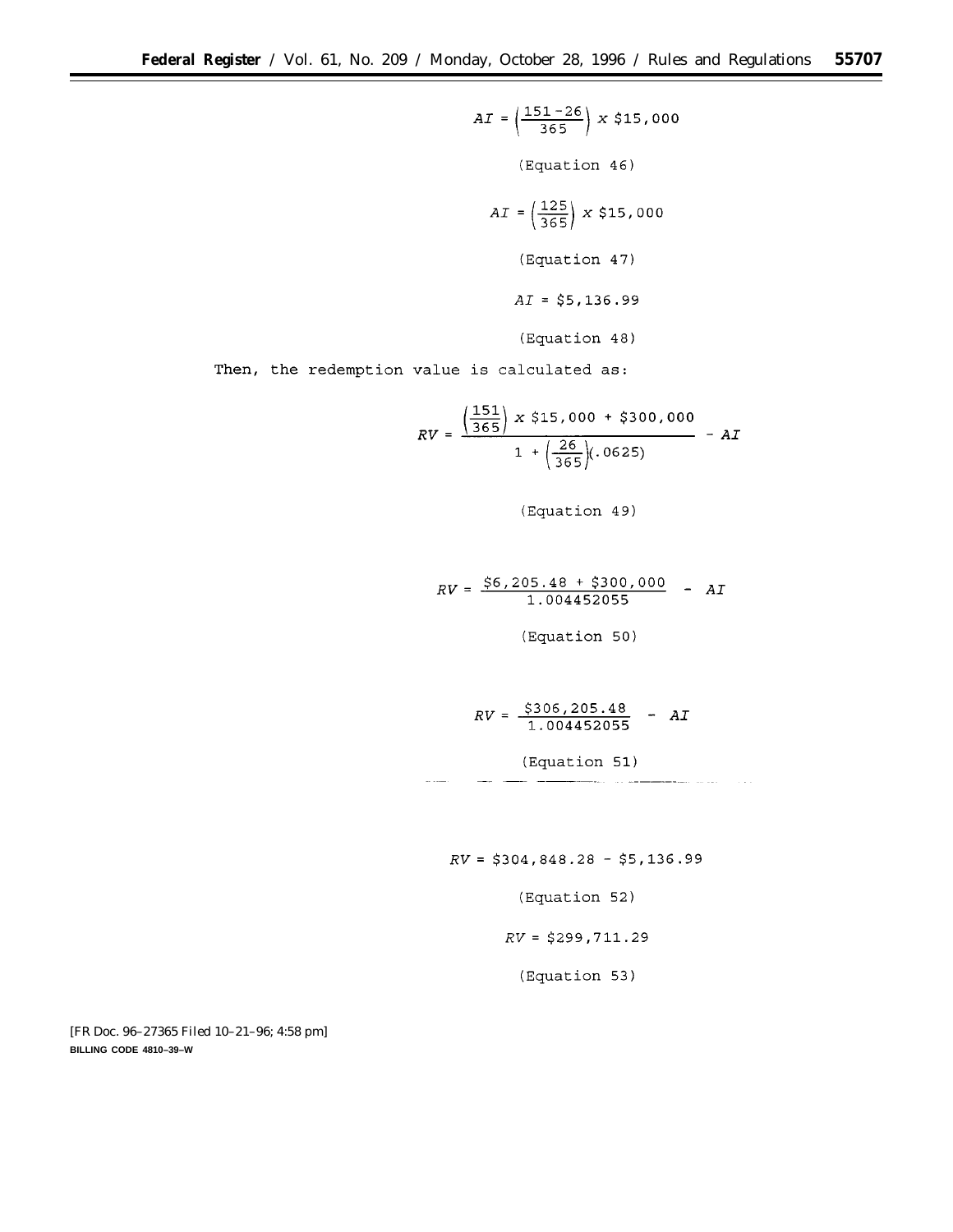$$AI = \left(\frac{151-26}{365}\right) x\ \$15,000$$

(Equation 46)

$$AI = \left(\frac{125}{365}\right) x\ \$15,000$$

(Equation 47)

$$AI = \$5,136.99$$

(Equation 48)

Then, the redemption value is calculated as:

$$RV = \frac{\left(\frac{151}{365}\right) x\ \$15,000 + \$300,000}{1 + \left(\frac{26}{365}\right)(.0625)} - AI$$

(Equation 49)

$$RV = \frac{\$6,205.48 + \$300,000}{1.004452055} - AI$$

(Equation 50)

$$RV = \frac{\$306,205.48}{1.004452055} - AI$$

(Equation 51)

$$RV = \$304,848.28 - \$5,136.99$$

(Equation 52)

$$RV = \$299,711.29$$

(Equation 53)

[FR Doc. 96–27365 Filed 10–21–96; 4:58 pm]

**BILLING CODE 4810–39–W**